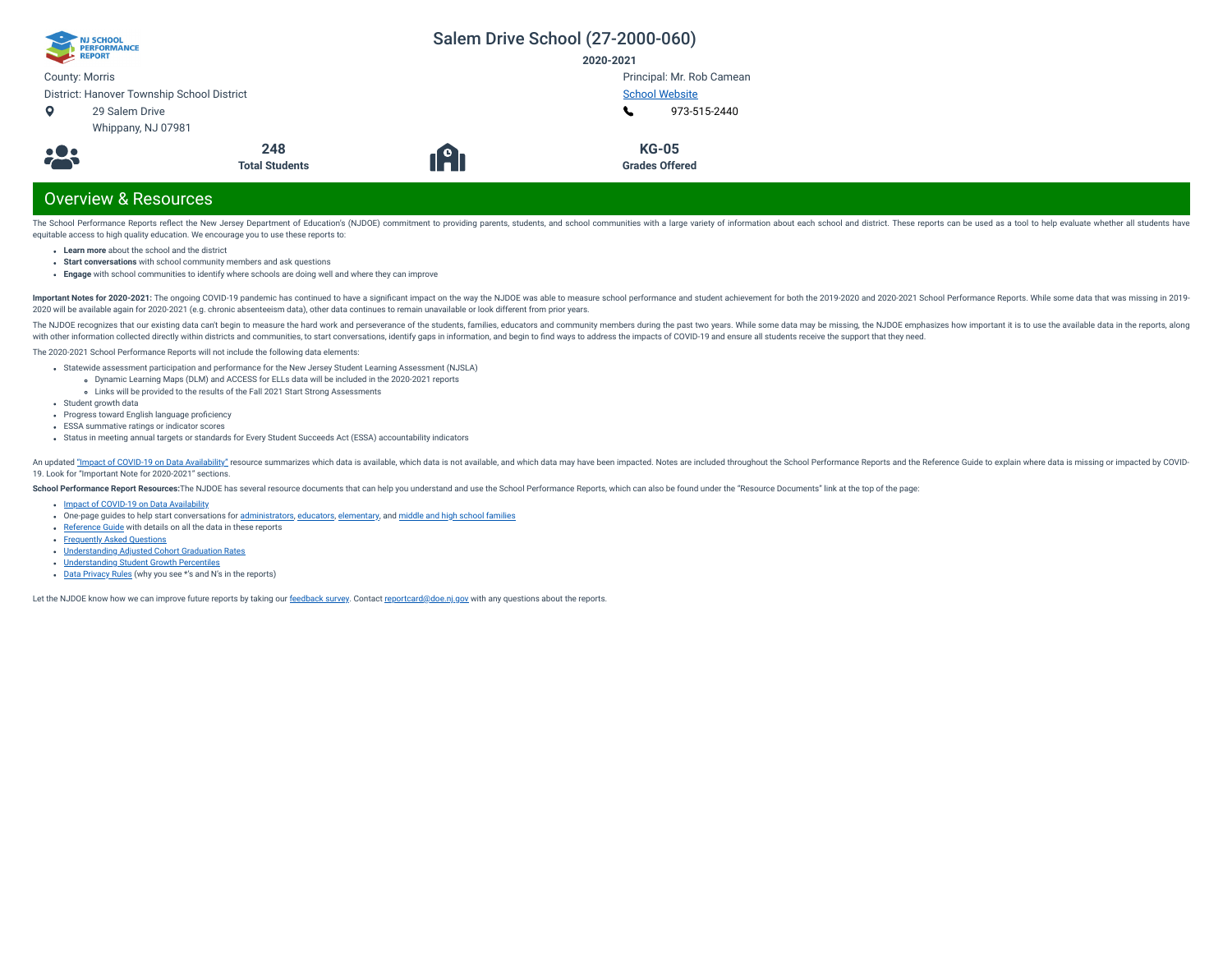# Salem Drive School (27-2000-060)

**2020-2021**

County: Morris

District: Hanover Township School District

29 Salem Drive
Whippany, NJ 07981

Principal: Mr. Rob Camean

School Website

973-515-2440

**248**
**Total Students**

**KG-05**
**Grades Offered**

## Overview & Resources

The School Performance Reports reflect the New Jersey Department of Education's (NJDOE) commitment to providing parents, students, and school communities with a large variety of information about each school and district. These reports can be used as a tool to help evaluate whether all students have equitable access to high quality education. We encourage you to use these reports to:

- **Learn more** about the school and the district
- **Start conversations** with school community members and ask questions
- **Engage** with school communities to identify where schools are doing well and where they can improve

**Important Notes for 2020-2021:** The ongoing COVID-19 pandemic has continued to have a significant impact on the way the NJDOE was able to measure school performance and student achievement for both the 2019-2020 and 2020-2021 School Performance Reports. While some data that was missing in 2019-2020 will be available again for 2020-2021 (e.g. chronic absenteeism data), other data continues to remain unavailable or look different from prior years.

The NJDOE recognizes that our existing data can't begin to measure the hard work and perseverance of the students, families, educators and community members during the past two years. While some data may be missing, the NJDOE emphasizes how important it is to use the available data in the reports, along with other information collected directly within districts and communities, to start conversations, identify gaps in information, and begin to find ways to address the impacts of COVID-19 and ensure all students receive the support that they need.

The 2020-2021 School Performance Reports will not include the following data elements:

- Statewide assessment participation and performance for the New Jersey Student Learning Assessment (NJSLA)
  - Dynamic Learning Maps (DLM) and ACCESS for ELLs data will be included in the 2020-2021 reports
  - Links will be provided to the results of the Fall 2021 Start Strong Assessments
- Student growth data
- Progress toward English language proficiency
- ESSA summative ratings or indicator scores
- Status in meeting annual targets or standards for Every Student Succeeds Act (ESSA) accountability indicators

An updated "Impact of COVID-19 on Data Availability" resource summarizes which data is available, which data is not available, and which data may have been impacted. Notes are included throughout the School Performance Reports and the Reference Guide to explain where data is missing or impacted by COVID-19. Look for "Important Note for 2020-2021" sections.

**School Performance Report Resources:** The NJDOE has several resource documents that can help you understand and use the School Performance Reports, which can also be found under the "Resource Documents" link at the top of the page:

- Impact of COVID-19 on Data Availability
- One-page guides to help start conversations for administrators, educators, elementary, and middle and high school families
- Reference Guide with details on all the data in these reports
- Frequently Asked Questions
- Understanding Adjusted Cohort Graduation Rates
- Understanding Student Growth Percentiles
- Data Privacy Rules (why you see *'s and N's in the reports)

Let the NJDOE know how we can improve future reports by taking our feedback survey. Contact reportcard@doe.nj.gov with any questions about the reports.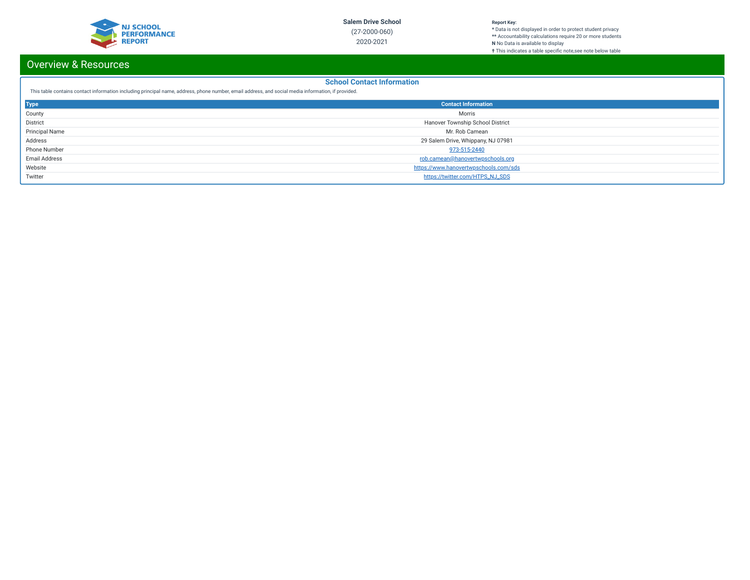# Overview & Resources

## School Contact Information

This table contains contact information including principal name, address, phone number, email address, and social media information, if provided.

| Type | Contact Information |
|---|---|
| County | Morris |
| District | Hanover Township School District |
| Principal Name | Mr. Rob Camean |
| Address | 29 Salem Drive, Whippany, NJ 07981 |
| Phone Number | 973-515-2440 |
| Email Address | rob.camean@hanovertwpschools.org |
| Website | https://www.hanovertwpschools.com/sds |
| Twitter | https://twitter.com/HTPS_NJ_SDS |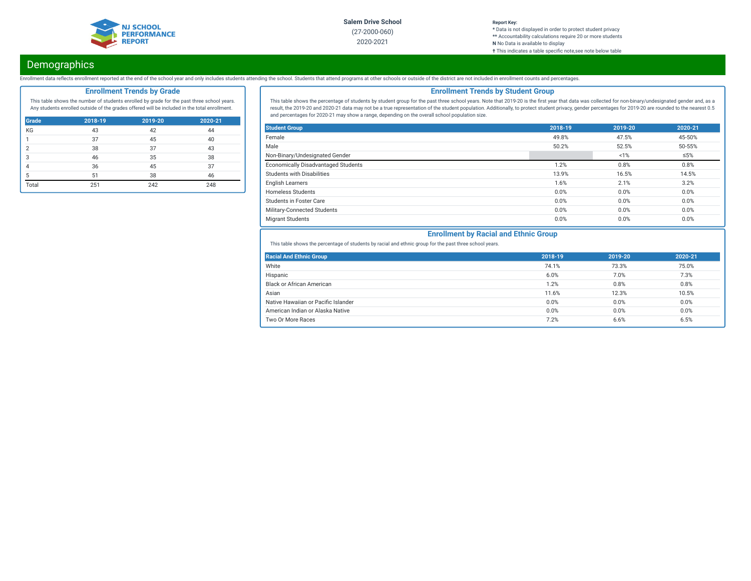Salem Drive School

(27-2000-060)

2020-2021

**Report Key:**
* Data is not displayed in order to protect student privacy
** Accountability calculations require 20 or more students
**N** No Data is available to display
† This indicates a table specific note,see note below table

## Demographics

Enrollment data reflects enrollment reported at the end of the school year and only includes students attending the school. Students that attend programs at other schools or outside of the district are not included in enrollment counts and percentages.

### Enrollment Trends by Grade

This table shows the number of students enrolled by grade for the past three school years. Any students enrolled outside of the grades offered will be included in the total enrollment.

| Grade | 2018-19 | 2019-20 | 2020-21 |
|---|---|---|---|
| KG | 43 | 42 | 44 |
| 1 | 37 | 45 | 40 |
| 2 | 38 | 37 | 43 |
| 3 | 46 | 35 | 38 |
| 4 | 36 | 45 | 37 |
| 5 | 51 | 38 | 46 |
| Total | 251 | 242 | 248 |

### Enrollment Trends by Student Group

This table shows the percentage of students by student group for the past three school years. Note that 2019-20 is the first year that data was collected for non-binary/undesignated gender and, as a result, the 2019-20 and 2020-21 data may not be a true representation of the student population. Additionally, to protect student privacy, gender percentages for 2019-20 are rounded to the nearest 0.5 and percentages for 2020-21 may show a range, depending on the overall school population size.

| Student Group | 2018-19 | 2019-20 | 2020-21 |
|---|---|---|---|
| Female | 49.8% | 47.5% | 45-50% |
| Male | 50.2% | 52.5% | 50-55% |
| Non-Binary/Undesignated Gender | | <1% | ≤5% |
| Economically Disadvantaged Students | 1.2% | 0.8% | 0.8% |
| Students with Disabilities | 13.9% | 16.5% | 14.5% |
| English Learners | 1.6% | 2.1% | 3.2% |
| Homeless Students | 0.0% | 0.0% | 0.0% |
| Students in Foster Care | 0.0% | 0.0% | 0.0% |
| Military-Connected Students | 0.0% | 0.0% | 0.0% |
| Migrant Students | 0.0% | 0.0% | 0.0% |

### Enrollment by Racial and Ethnic Group

This table shows the percentage of students by racial and ethnic group for the past three school years.

| Racial And Ethnic Group | 2018-19 | 2019-20 | 2020-21 |
|---|---|---|---|
| White | 74.1% | 73.3% | 75.0% |
| Hispanic | 6.0% | 7.0% | 7.3% |
| Black or African American | 1.2% | 0.8% | 0.8% |
| Asian | 11.6% | 12.3% | 10.5% |
| Native Hawaiian or Pacific Islander | 0.0% | 0.0% | 0.0% |
| American Indian or Alaska Native | 0.0% | 0.0% | 0.0% |
| Two Or More Races | 7.2% | 6.6% | 6.5% |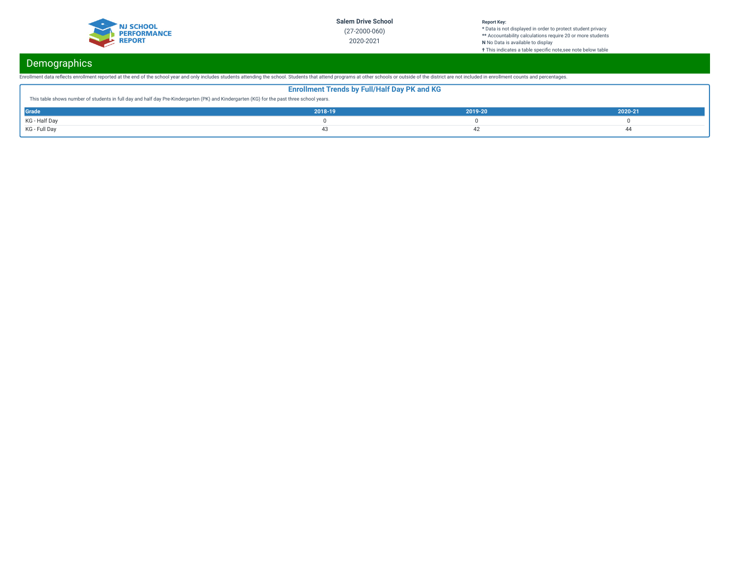# Demographics

Enrollment data reflects enrollment reported at the end of the school year and only includes students attending the school. Students that attend programs at other schools or outside of the district are not included in enrollment counts and percentages.

## Enrollment Trends by Full/Half Day PK and KG

This table shows number of students in full day and half day Pre-Kindergarten (PK) and Kindergarten (KG) for the past three school years.

| Grade | 2018-19 | 2019-20 | 2020-21 |
| --- | --- | --- | --- |
| KG - Half Day | 0 | 0 | 0 |
| KG - Full Day | 43 | 42 | 44 |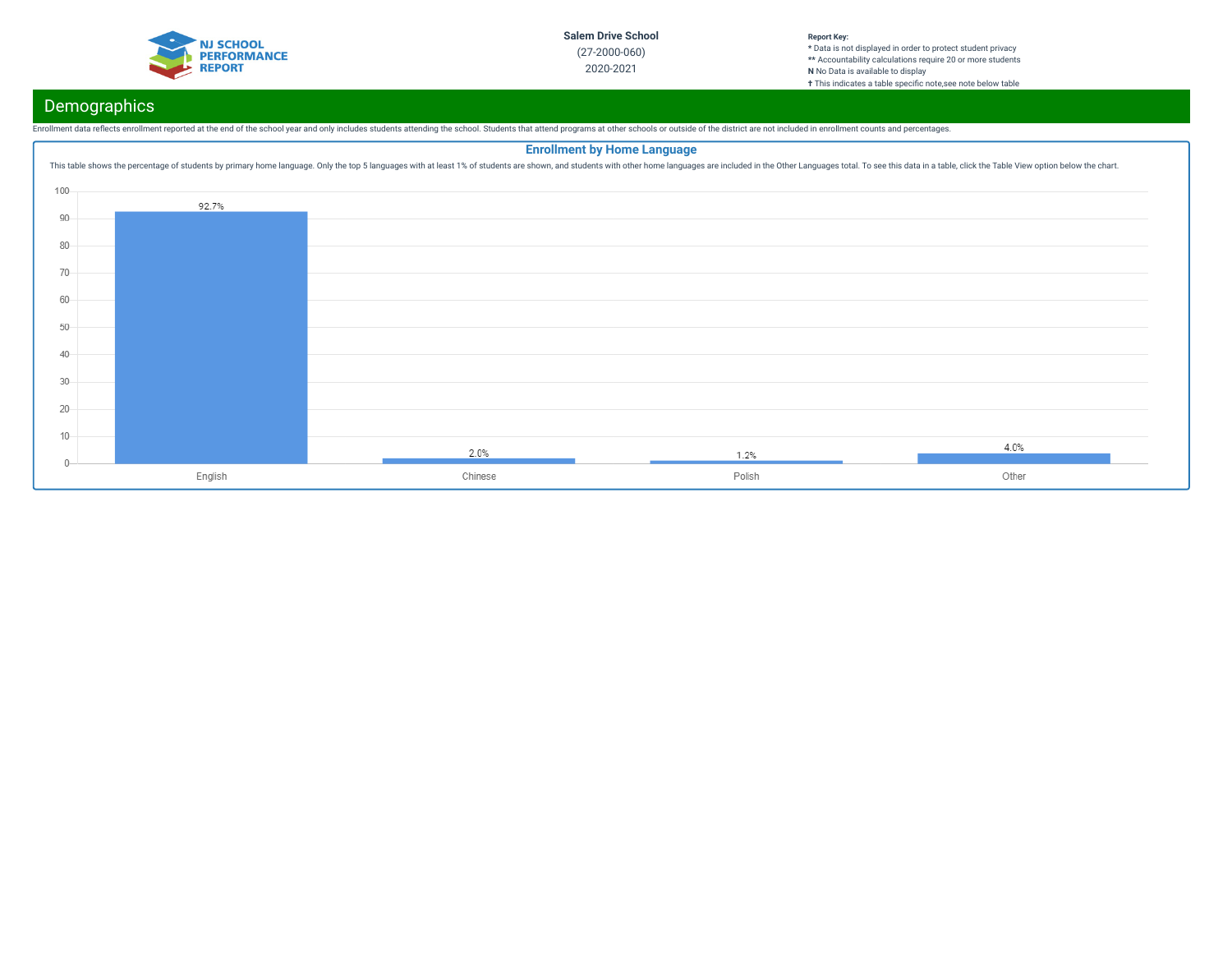Salem Drive School
(27-2000-060)
2020-2021

**Report Key:**
\* Data is not displayed in order to protect student privacy
\*\* Accountability calculations require 20 or more students
**N** No Data is available to display
† This indicates a table specific note,see note below table

## Demographics

Enrollment data reflects enrollment reported at the end of the school year and only includes students attending the school. Students that attend programs at other schools or outside of the district are not included in enrollment counts and percentages.

### Enrollment by Home Language

This table shows the percentage of students by primary home language. Only the top 5 languages with at least 1% of students are shown, and students with other home languages are included in the Other Languages total. To see this data in a table, click the Table View option below the chart.

| Language | Percentage |
|---|---|
| English | 92.7% |
| Chinese | 2.0% |
| Polish | 1.2% |
| Other | 4.0% |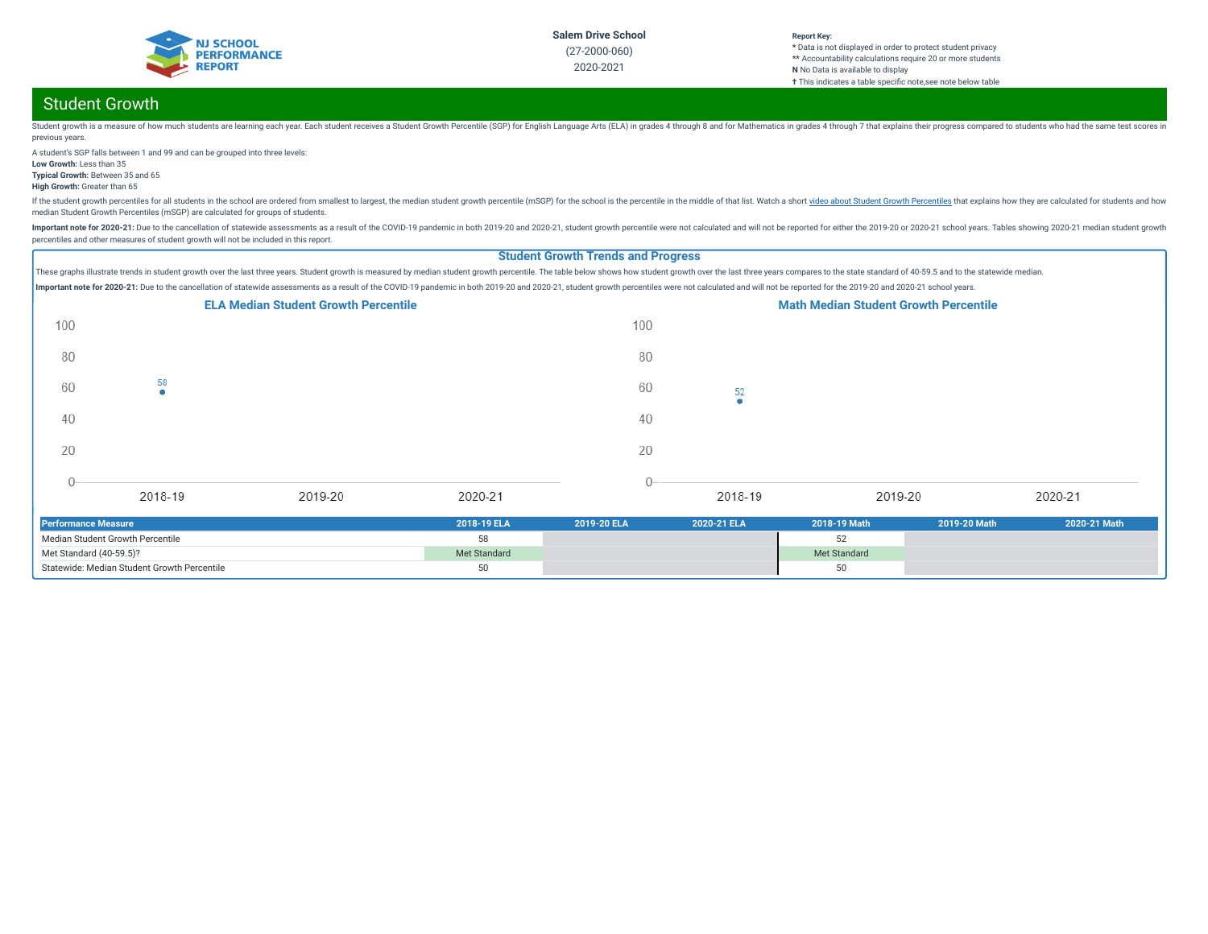**Salem Drive School**
(27-2000-060)
2020-2021

**Report Key:**
\* Data is not displayed in order to protect student privacy
\*\* Accountability calculations require 20 or more students
**N** No Data is available to display
† This indicates a table specific note,see note below table

## Student Growth

Student growth is a measure of how much students are learning each year. Each student receives a Student Growth Percentile (SGP) for English Language Arts (ELA) in grades 4 through 8 and for Mathematics in grades 4 through 7 that explains their progress compared to students who had the same test scores in previous years.

A student's SGP falls between 1 and 99 and can be grouped into three levels:

**Low Growth:** Less than 35
**Typical Growth:** Between 35 and 65
**High Growth:** Greater than 65

If the student growth percentiles for all students in the school are ordered from smallest to largest, the median student growth percentile (mSGP) for the school is the percentile in the middle of that list. Watch a short video about Student Growth Percentiles that explains how they are calculated for students and how median Student Growth Percentiles (mSGP) are calculated for groups of students.

**Important note for 2020-21:** Due to the cancellation of statewide assessments as a result of the COVID-19 pandemic in both 2019-20 and 2020-21, student growth percentile were not calculated and will not be reported for either the 2019-20 or 2020-21 school years. Tables showing 2020-21 median student growth percentiles and other measures of student growth will not be included in this report.

### Student Growth Trends and Progress

These graphs illustrate trends in student growth over the last three years. Student growth is measured by median student growth percentile. The table below shows how student growth over the last three years compares to the state standard of 40-59.5 and to the statewide median.

**Important note for 2020-21:** Due to the cancellation of statewide assessments as a result of the COVID-19 pandemic in both 2019-20 and 2020-21, student growth percentiles were not calculated and will not be reported for the 2019-20 and 2020-21 school years.

**ELA Median Student Growth Percentile**

| Year | Value |
|---|---|
| 2018-19 | 58 |
| 2019-20 | |
| 2020-21 | |

**Math Median Student Growth Percentile**

| Year | Value |
|---|---|
| 2018-19 | 52 |
| 2019-20 | |
| 2020-21 | |

| Performance Measure | 2018-19 ELA | 2019-20 ELA | 2020-21 ELA | 2018-19 Math | 2019-20 Math | 2020-21 Math |
|---|---|---|---|---|---|---|
| Median Student Growth Percentile | 58 | | | 52 | | |
| Met Standard (40-59.5)? | Met Standard | | | Met Standard | | |
| Statewide: Median Student Growth Percentile | 50 | | | 50 | | |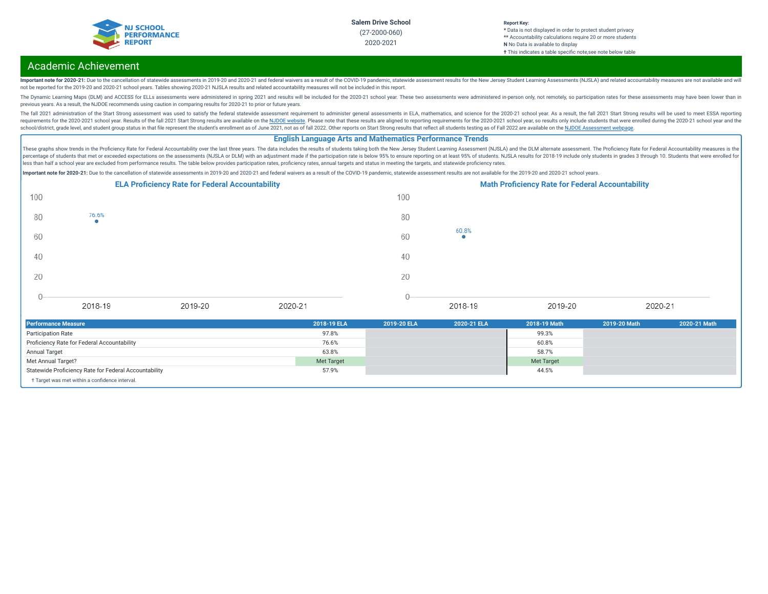Salem Drive School
(27-2000-060)
2020-2021

**Report Key:**
* Data is not displayed in order to protect student privacy
** Accountability calculations require 20 or more students
**N** No Data is available to display
† This indicates a table specific note,see note below table

# Academic Achievement

**Important note for 2020-21:** Due to the cancellation of statewide assessments in 2019-20 and 2020-21 and federal waivers as a result of the COVID-19 pandemic, statewide assessment results for the New Jersey Student Learning Assessments (NJSLA) and related accountability measures are not available and will not be reported for the 2019-20 and 2020-21 school years. Tables showing 2020-21 NJSLA results and related accountability measures will not be included in this report.

The Dynamic Learning Maps (DLM) and ACCESS for ELLs assessments were administered in spring 2021 and results will be included for the 2020-21 school year. These two assessments were administered in-person only, not remotely, so participation rates for these assessments may have been lower than in previous years. As a result, the NJDOE recommends using caution in comparing results for 2020-21 to prior or future years.

The fall 2021 administration of the Start Strong assessment was used to satisfy the federal statewide assessment requirement to administer general assessments in ELA, mathematics, and science for the 2020-21 school year. As a result, the fall 2021 Start Strong results will be used to meet ESSA reporting requirements for the 2020-2021 school year. Results of the fall 2021 Start Strong results are available on the NJDOE website. Please note that these results are aligned to reporting requirements for the 2020-2021 school year, so results only include students that were enrolled during the 2020-21 school year and the school/district, grade level, and student group status in that file represent the student's enrollment as of June 2021, not as of fall 2022. Other reports on Start Strong results that reflect all students testing as of Fall 2022 are available on the NJDOE Assessment webpage.

## English Language Arts and Mathematics Performance Trends

These graphs show trends in the Proficiency Rate for Federal Accountability over the last three years. The data includes the results of students taking both the New Jersey Student Learning Assessment (NJSLA) and the DLM alternate assessment. The Proficiency Rate for Federal Accountability measures is the percentage of students that met or exceeded expectations on the assessments (NJSLA or DLM) with an adjustment made if the participation rate is below 95% to ensure reporting on at least 95% of students. NJSLA results for 2018-19 include only students in grades 3 through 10. Students that were enrolled for less than half a school year are excluded from performance results. The table below provides participation rates, proficiency rates, annual targets and status in meeting the targets, and statewide proficiency rates.

**Important note for 2020-21:** Due to the cancellation of statewide assessments in 2019-20 and 2020-21 and federal waivers as a result of the COVID-19 pandemic, statewide assessment results are not available for the 2019-20 and 2020-21 school years.

### ELA Proficiency Rate for Federal Accountability

| Year | Proficiency Rate |
|---|---|
| 2018-19 | 76.6% |
| 2019-20 | |
| 2020-21 | |

### Math Proficiency Rate for Federal Accountability

| Year | Proficiency Rate |
|---|---|
| 2018-19 | 60.8% |
| 2019-20 | |
| 2020-21 | |

| Performance Measure | 2018-19 ELA | 2019-20 ELA | 2020-21 ELA | 2018-19 Math | 2019-20 Math | 2020-21 Math |
|---|---|---|---|---|---|---|
| Participation Rate | 97.8% | | | 99.3% | | |
| Proficiency Rate for Federal Accountability | 76.6% | | | 60.8% | | |
| Annual Target | 63.8% | | | 58.7% | | |
| Met Annual Target? | Met Target | | | Met Target | | |
| Statewide Proficiency Rate for Federal Accountability | 57.9% | | | 44.5% | | |

† Target was met within a confidence interval.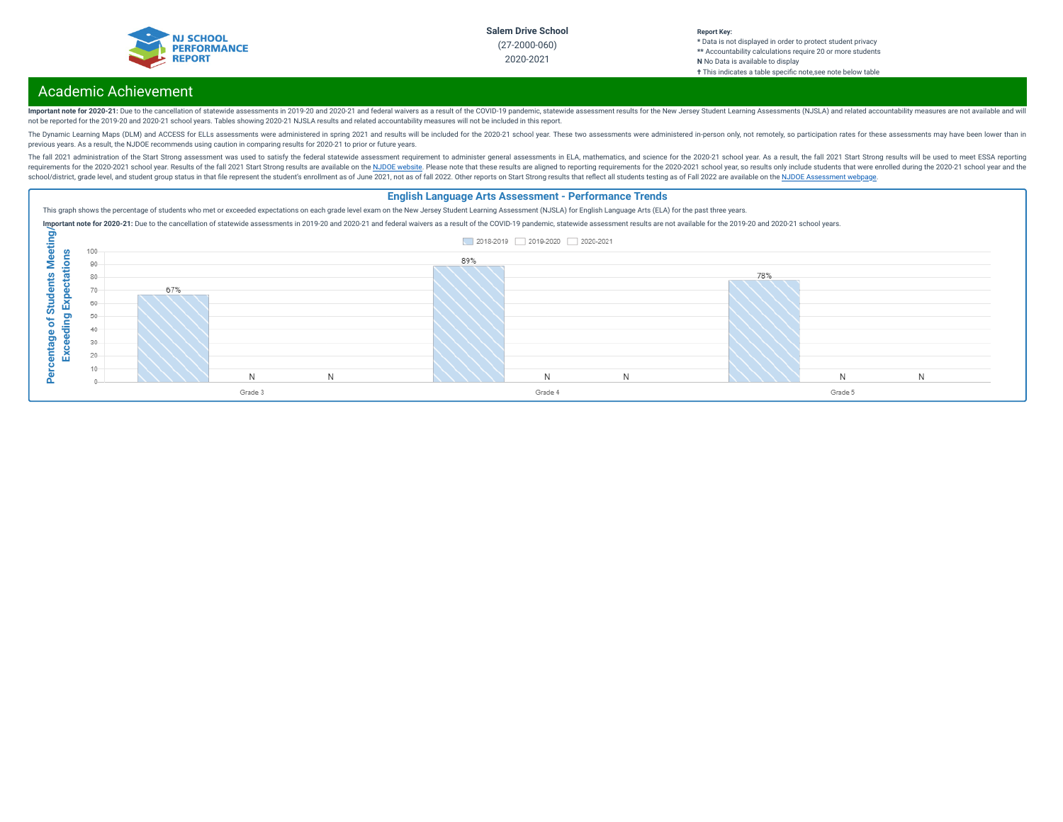Salem Drive School
(27-2000-060)
2020-2021

**Report Key:**
* Data is not displayed in order to protect student privacy
** Accountability calculations require 20 or more students
**N** No Data is available to display
† This indicates a table specific note,see note below table

## Academic Achievement

**Important note for 2020-21:** Due to the cancellation of statewide assessments in 2019-20 and 2020-21 and federal waivers as a result of the COVID-19 pandemic, statewide assessment results for the New Jersey Student Learning Assessments (NJSLA) and related accountability measures are not available and will not be reported for the 2019-20 and 2020-21 school years. Tables showing 2020-21 NJSLA results and related accountability measures will not be included in this report.

The Dynamic Learning Maps (DLM) and ACCESS for ELLs assessments were administered in spring 2021 and results will be included for the 2020-21 school year. These two assessments were administered in-person only, not remotely, so participation rates for these assessments may have been lower than in previous years. As a result, the NJDOE recommends using caution in comparing results for 2020-21 to prior or future years.

The fall 2021 administration of the Start Strong assessment was used to satisfy the federal statewide assessment requirement to administer general assessments in ELA, mathematics, and science for the 2020-21 school year. As a result, the fall 2021 Start Strong results will be used to meet ESSA reporting requirements for the 2020-2021 school year. Results of the fall 2021 Start Strong results are available on the NJDOE website. Please note that these results are aligned to reporting requirements for the 2020-2021 school year, so results only include students that were enrolled during the 2020-21 school year and the school/district, grade level, and student group status in that file represent the student's enrollment as of June 2021, not as of fall 2022. Other reports on Start Strong results that reflect all students testing as of Fall 2022 are available on the NJDOE Assessment webpage.

### English Language Arts Assessment - Performance Trends

This graph shows the percentage of students who met or exceeded expectations on each grade level exam on the New Jersey Student Learning Assessment (NJSLA) for English Language Arts (ELA) for the past three years.

**Important note for 2020-21:** Due to the cancellation of statewide assessments in 2019-20 and 2020-21 and federal waivers as a result of the COVID-19 pandemic, statewide assessment results are not available for the 2019-20 and 2020-21 school years.

Percentage of Students Meeting/Exceeding Expectations

| Grade | 2018-2019 | 2019-2020 | 2020-2021 |
| --- | --- | --- | --- |
| Grade 3 | 67% | N | N |
| Grade 4 | 89% | N | N |
| Grade 5 | 78% | N | N |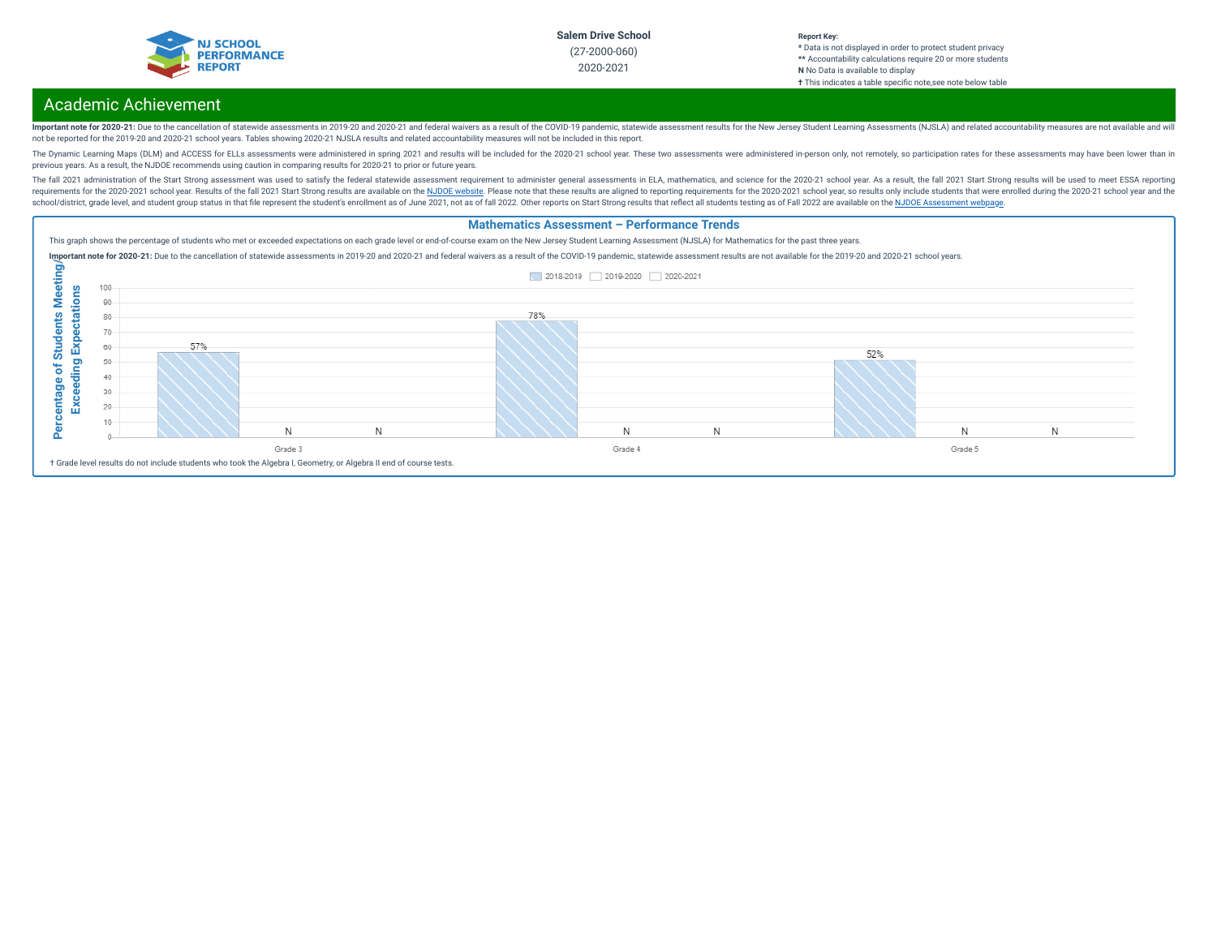Salem Drive School
(27-2000-060)
2020-2021

**Report Key:**
* Data is not displayed in order to protect student privacy
** Accountability calculations require 20 or more students
**N** No Data is available to display
† This indicates a table specific note,see note below table

## Academic Achievement

**Important note for 2020-21:** Due to the cancellation of statewide assessments in 2019-20 and 2020-21 and federal waivers as a result of the COVID-19 pandemic, statewide assessment results for the New Jersey Student Learning Assessments (NJSLA) and related accountability measures are not available and will not be reported for the 2019-20 and 2020-21 school years. Tables showing 2020-21 NJSLA results and related accountability measures will not be included in this report.

The Dynamic Learning Maps (DLM) and ACCESS for ELLs assessments were administered in spring 2021 and results will be included for the 2020-21 school year. These two assessments were administered in-person only, not remotely, so participation rates for these assessments may have been lower than in previous years. As a result, the NJDOE recommends using caution in comparing results for 2020-21 to prior or future years.

The fall 2021 administration of the Start Strong assessment was used to satisfy the federal statewide assessment requirement to administer general assessments in ELA, mathematics, and science for the 2020-21 school year. As a result, the fall 2021 Start Strong results will be used to meet ESSA reporting requirements for the 2020-2021 school year. Results of the fall 2021 Start Strong results are available on the NJDOE website. Please note that these results are aligned to reporting requirements for the 2020-2021 school year, so results only include students that were enrolled during the 2020-21 school year and the school/district, grade level, and student group status in that file represent the student's enrollment as of June 2021, not as of fall 2022. Other reports on Start Strong results that reflect all students testing as of Fall 2022 are available on the NJDOE Assessment webpage.

### Mathematics Assessment – Performance Trends

This graph shows the percentage of students who met or exceeded expectations on each grade level or end-of-course exam on the New Jersey Student Learning Assessment (NJSLA) for Mathematics for the past three years.

**Important note for 2020-21:** Due to the cancellation of statewide assessments in 2019-20 and 2020-21 and federal waivers as a result of the COVID-19 pandemic, statewide assessment results are not available for the 2019-20 and 2020-21 school years.

Percentage of Students Meeting/Exceeding Expectations

| Grade | 2018-2019 | 2019-2020 | 2020-2021 |
|---|---|---|---|
| Grade 3 | 57% | N | N |
| Grade 4 | 78% | N | N |
| Grade 5 | 52% | N | N |

† Grade level results do not include students who took the Algebra I, Geometry, or Algebra II end of course tests.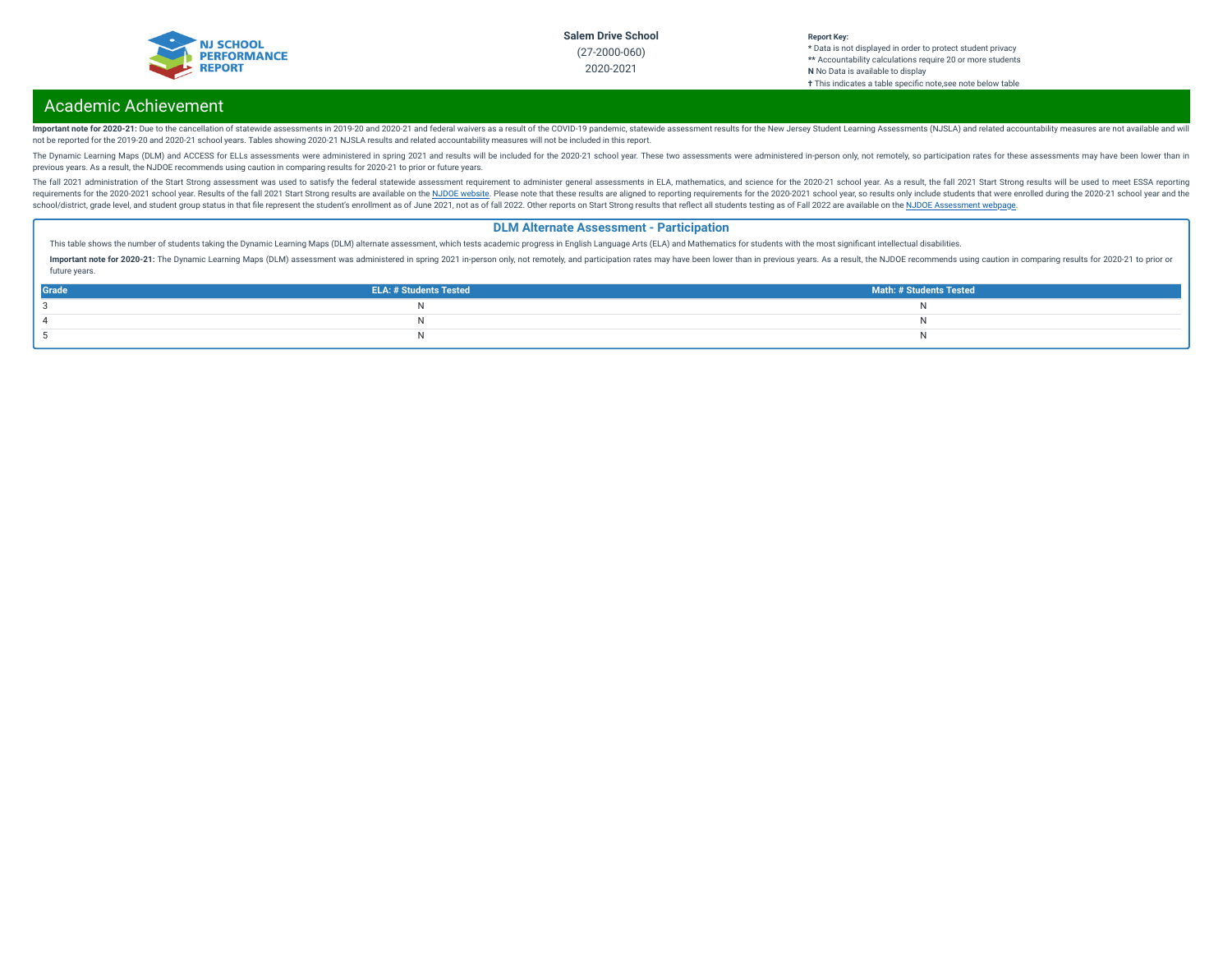# Academic Achievement

**Important note for 2020-21:** Due to the cancellation of statewide assessments in 2019-20 and 2020-21 and federal waivers as a result of the COVID-19 pandemic, statewide assessment results for the New Jersey Student Learning Assessments (NJSLA) and related accountability measures are not available and will not be reported for the 2019-20 and 2020-21 school years. Tables showing 2020-21 NJSLA results and related accountability measures will not be included in this report.

The Dynamic Learning Maps (DLM) and ACCESS for ELLs assessments were administered in spring 2021 and results will be included for the 2020-21 school year. These two assessments were administered in-person only, not remotely, so participation rates for these assessments may have been lower than in previous years. As a result, the NJDOE recommends using caution in comparing results for 2020-21 to prior or future years.

The fall 2021 administration of the Start Strong assessment was used to satisfy the federal statewide assessment requirement to administer general assessments in ELA, mathematics, and science for the 2020-21 school year. As a result, the fall 2021 Start Strong results will be used to meet ESSA reporting requirements for the 2020-2021 school year. Results of the fall 2021 Start Strong results are available on the NJDOE website. Please note that these results are aligned to reporting requirements for the 2020-2021 school year, so results only include students that were enrolled during the 2020-21 school year and the school/district, grade level, and student group status in that file represent the student's enrollment as of June 2021, not as of fall 2022. Other reports on Start Strong results that reflect all students testing as of Fall 2022 are available on the NJDOE Assessment webpage.

## DLM Alternate Assessment - Participation

This table shows the number of students taking the Dynamic Learning Maps (DLM) alternate assessment, which tests academic progress in English Language Arts (ELA) and Mathematics for students with the most significant intellectual disabilities.

**Important note for 2020-21:** The Dynamic Learning Maps (DLM) assessment was administered in spring 2021 in-person only, not remotely, and participation rates may have been lower than in previous years. As a result, the NJDOE recommends using caution in comparing results for 2020-21 to prior or future years.

| Grade | ELA: # Students Tested | Math: # Students Tested |
|---|---|---|
| 3 | N | N |
| 4 | N | N |
| 5 | N | N |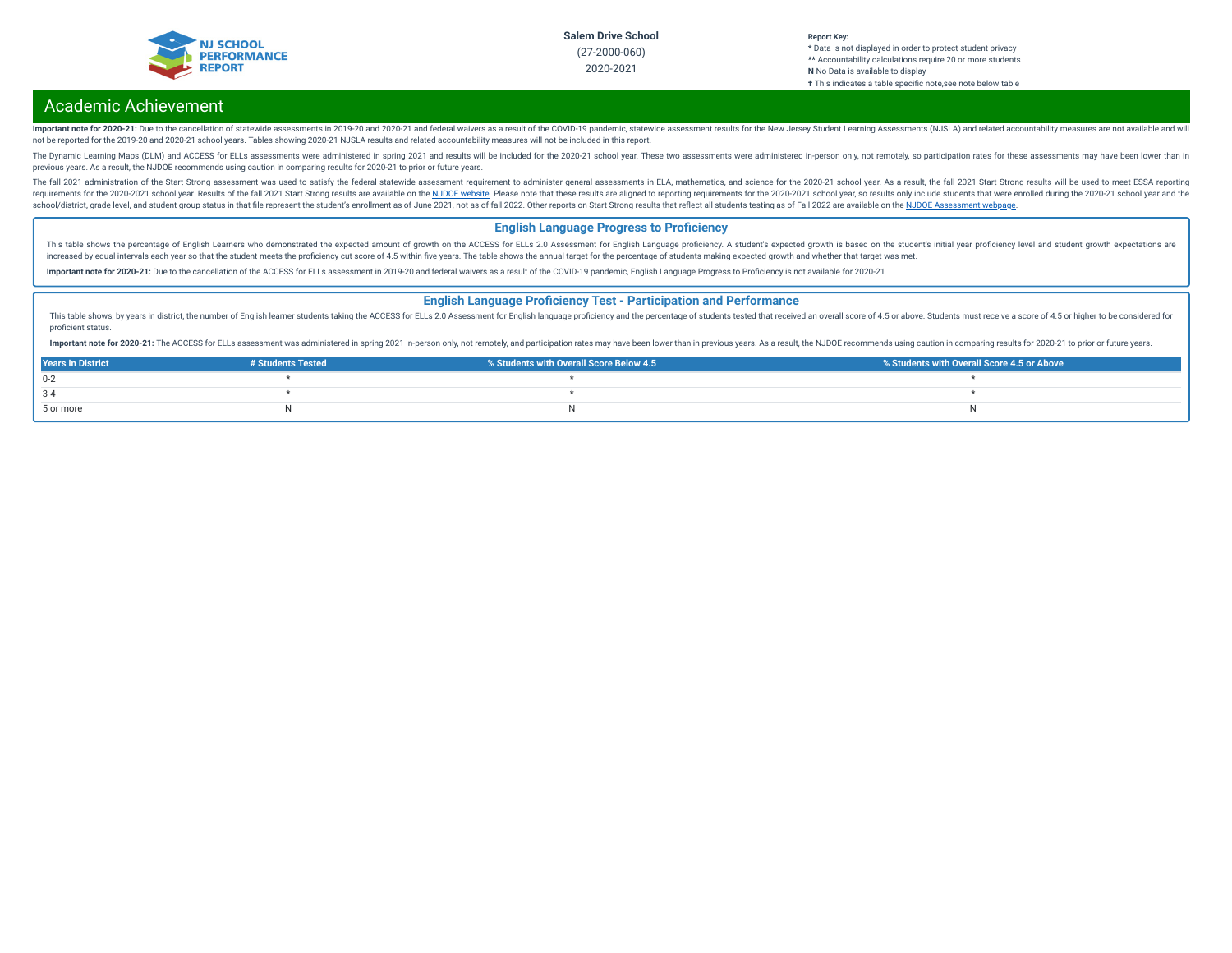## Academic Achievement

**Important note for 2020-21:** Due to the cancellation of statewide assessments in 2019-20 and 2020-21 and federal waivers as a result of the COVID-19 pandemic, statewide assessment results for the New Jersey Student Learning Assessments (NJSLA) and related accountability measures are not available and will not be reported for the 2019-20 and 2020-21 school years. Tables showing 2020-21 NJSLA results and related accountability measures will not be included in this report.

The Dynamic Learning Maps (DLM) and ACCESS for ELLs assessments were administered in spring 2021 and results will be included for the 2020-21 school year. These two assessments were administered in-person only, not remotely, so participation rates for these assessments may have been lower than in previous years. As a result, the NJDOE recommends using caution in comparing results for 2020-21 to prior or future years.

The fall 2021 administration of the Start Strong assessment was used to satisfy the federal statewide assessment requirement to administer general assessments in ELA, mathematics, and science for the 2020-21 school year. As a result, the fall 2021 Start Strong results will be used to meet ESSA reporting requirements for the 2020-2021 school year. Results of the fall 2021 Start Strong results are available on the NJDOE website. Please note that these results are aligned to reporting requirements for the 2020-2021 school year, so results only include students that were enrolled during the 2020-21 school year and the school/district, grade level, and student group status in that file represent the student's enrollment as of June 2021, not as of fall 2022. Other reports on Start Strong results that reflect all students testing as of Fall 2022 are available on the NJDOE Assessment webpage.

### English Language Progress to Proficiency

This table shows the percentage of English Learners who demonstrated the expected amount of growth on the ACCESS for ELLs 2.0 Assessment for English Language proficiency. A student's expected growth is based on the student's initial year proficiency level and student growth expectations are increased by equal intervals each year so that the student meets the proficiency cut score of 4.5 within five years. The table shows the annual target for the percentage of students making expected growth and whether that target was met.

**Important note for 2020-21:** Due to the cancellation of the ACCESS for ELLs assessment in 2019-20 and federal waivers as a result of the COVID-19 pandemic, English Language Progress to Proficiency is not available for 2020-21.

### English Language Proficiency Test - Participation and Performance

This table shows, by years in district, the number of English learner students taking the ACCESS for ELLs 2.0 Assessment for English language proficiency and the percentage of students tested that received an overall score of 4.5 or above. Students must receive a score of 4.5 or higher to be considered for proficient status.

**Important note for 2020-21:** The ACCESS for ELLs assessment was administered in spring 2021 in-person only, not remotely, and participation rates may have been lower than in previous years. As a result, the NJDOE recommends using caution in comparing results for 2020-21 to prior or future years.

| Years in District | # Students Tested | % Students with Overall Score Below 4.5 | % Students with Overall Score 4.5 or Above |
|---|---|---|---|
| 0-2 | * | * | * |
| 3-4 | * | * | * |
| 5 or more | N | N | N |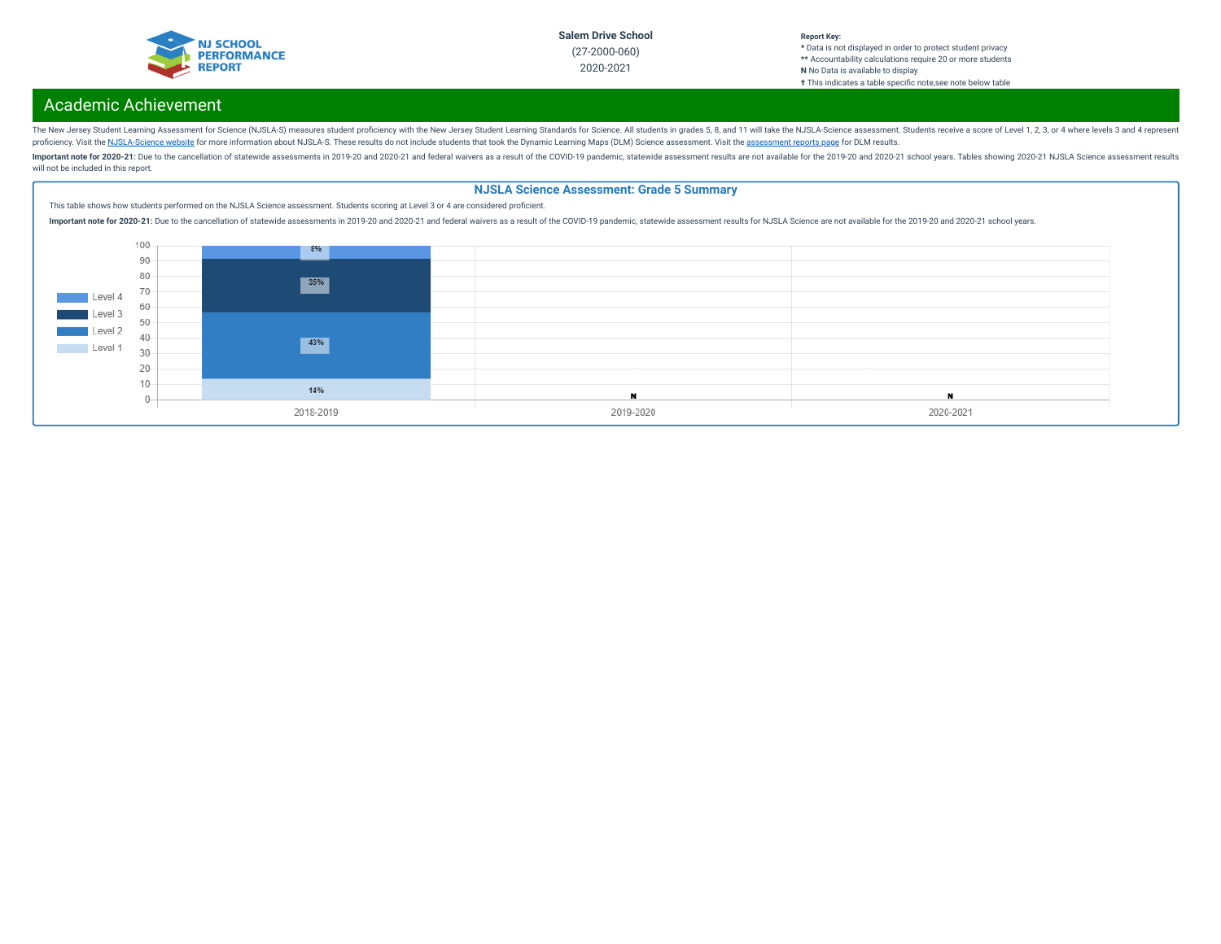Salem Drive School
(27-2000-060)
2020-2021

**Report Key:**
* Data is not displayed in order to protect student privacy
** Accountability calculations require 20 or more students
**N** No Data is available to display
† This indicates a table specific note,see note below table

## Academic Achievement

The New Jersey Student Learning Assessment for Science (NJSLA-S) measures student proficiency with the New Jersey Student Learning Standards for Science. All students in grades 5, 8, and 11 will take the NJSLA-Science assessment. Students receive a score of Level 1, 2, 3, or 4 where levels 3 and 4 represent proficiency. Visit the NJSLA-Science website for more information about NJSLA-S. These results do not include students that took the Dynamic Learning Maps (DLM) Science assessment. Visit the assessment reports page for DLM results.

**Important note for 2020-21:** Due to the cancellation of statewide assessments in 2019-20 and 2020-21 and federal waivers as a result of the COVID-19 pandemic, statewide assessment results are not available for the 2019-20 and 2020-21 school years. Tables showing 2020-21 NJSLA Science assessment results will not be included in this report.

### NJSLA Science Assessment: Grade 5 Summary

This table shows how students performed on the NJSLA Science assessment. Students scoring at Level 3 or 4 are considered proficient.

**Important note for 2020-21:** Due to the cancellation of statewide assessments in 2019-20 and 2020-21 and federal waivers as a result of the COVID-19 pandemic, statewide assessment results for NJSLA Science are not available for the 2019-20 and 2020-21 school years.

| | 2018-2019 | 2019-2020 | 2020-2021 |
|---|---|---|---|
| Level 4 | 8% | N | N |
| Level 3 | 35% | N | N |
| Level 2 | 43% | N | N |
| Level 1 | 14% | N | N |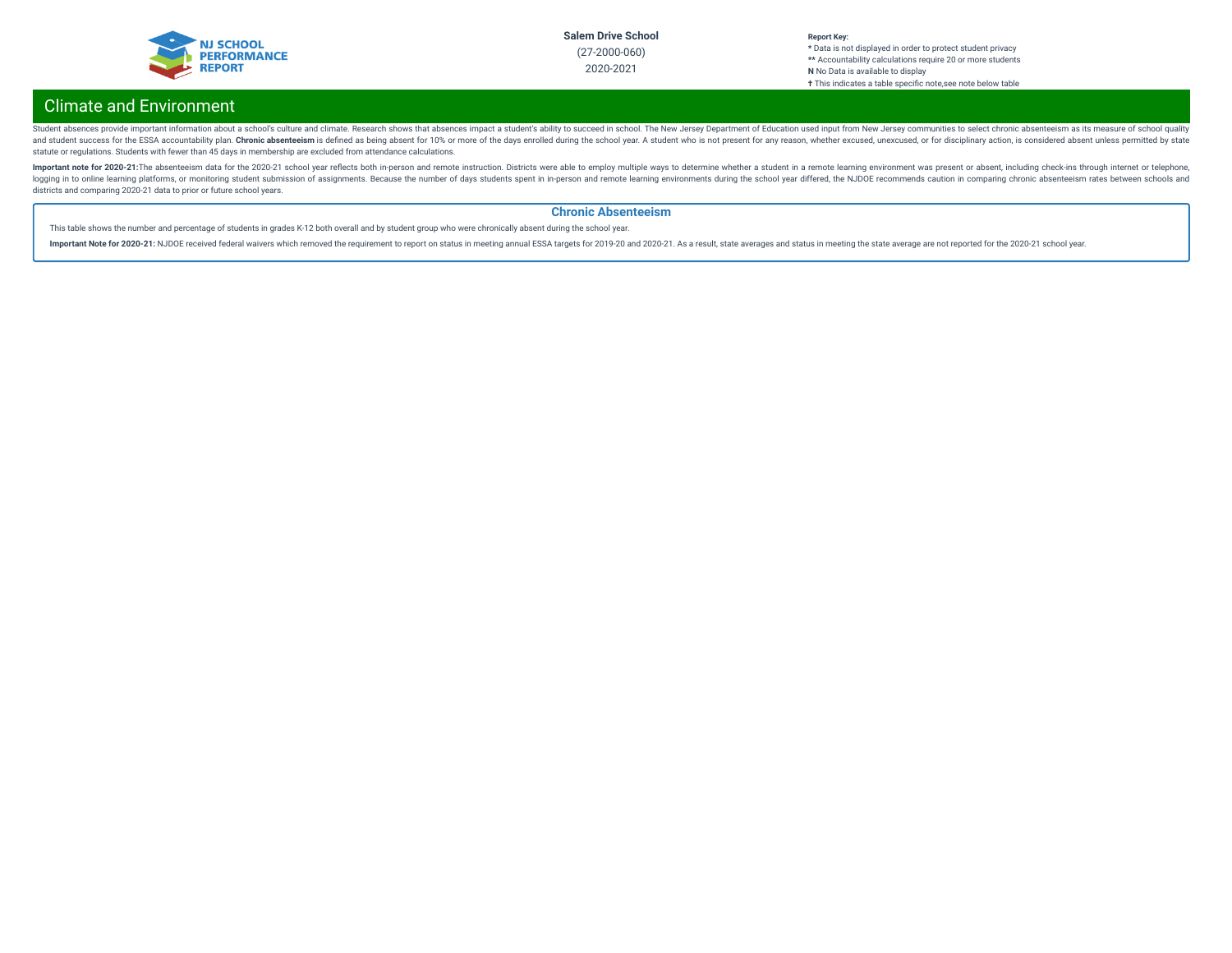# Climate and Environment

Student absences provide important information about a school's culture and climate. Research shows that absences impact a student's ability to succeed in school. The New Jersey Department of Education used input from New Jersey communities to select chronic absenteeism as its measure of school quality and student success for the ESSA accountability plan. **Chronic absenteeism** is defined as being absent for 10% or more of the days enrolled during the school year. A student who is not present for any reason, whether excused, unexcused, or for disciplinary action, is considered absent unless permitted by state statute or regulations. Students with fewer than 45 days in membership are excluded from attendance calculations.

**Important note for 2020-21:**The absenteeism data for the 2020-21 school year reflects both in-person and remote instruction. Districts were able to employ multiple ways to determine whether a student in a remote learning environment was present or absent, including check-ins through internet or telephone, logging in to online learning platforms, or monitoring student submission of assignments. Because the number of days students spent in in-person and remote learning environments during the school year differed, the NJDOE recommends caution in comparing chronic absenteeism rates between schools and districts and comparing 2020-21 data to prior or future school years.

## Chronic Absenteeism

This table shows the number and percentage of students in grades K-12 both overall and by student group who were chronically absent during the school year.

**Important Note for 2020-21:** NJDOE received federal waivers which removed the requirement to report on status in meeting annual ESSA targets for 2019-20 and 2020-21. As a result, state averages and status in meeting the state average are not reported for the 2020-21 school year.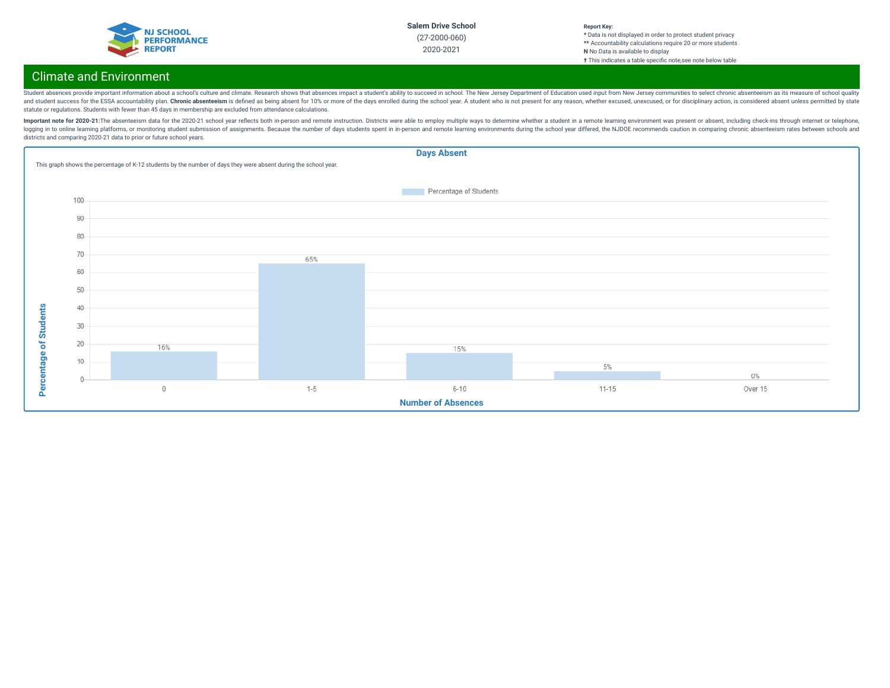# Climate and Environment

Student absences provide important information about a school's culture and climate. Research shows that absences impact a student's ability to succeed in school. The New Jersey Department of Education used input from New Jersey communities to select chronic absenteeism as its measure of school quality and student success for the ESSA accountability plan. **Chronic absenteeism** is defined as being absent for 10% or more of the days enrolled during the school year. A student who is not present for any reason, whether excused, unexcused, or for disciplinary action, is considered absent unless permitted by state statute or regulations. Students with fewer than 45 days in membership are excluded from attendance calculations.

**Important note for 2020-21:** The absenteeism data for the 2020-21 school year reflects both in-person and remote instruction. Districts were able to employ multiple ways to determine whether a student in a remote learning environment was present or absent, including check-ins through internet or telephone, logging in to online learning platforms, or monitoring student submission of assignments. Because the number of days students spent in in-person and remote learning environments during the school year differed, the NJDOE recommends caution in comparing chronic absenteeism rates between schools and districts and comparing 2020-21 data to prior or future school years.

## Days Absent

This graph shows the percentage of K-12 students by the number of days they were absent during the school year.

| Number of Absences | Percentage of Students |
|---|---|
| 0 | 16% |
| 1-5 | 65% |
| 6-10 | 15% |
| 11-15 | 5% |
| Over 15 | 0% |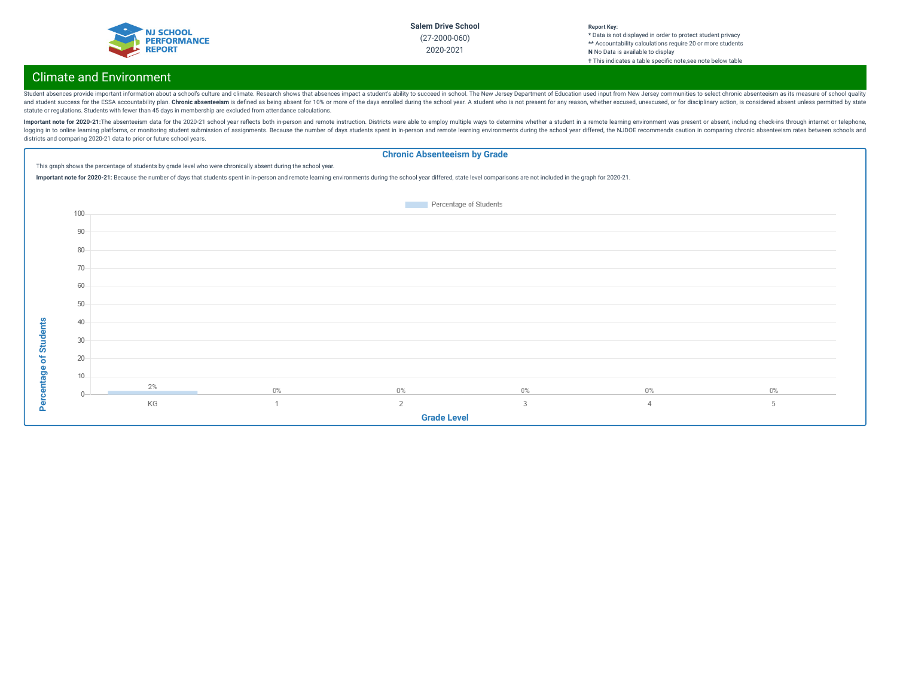**Salem Drive School**
(27-2000-060)
2020-2021

**Report Key:**
* Data is not displayed in order to protect student privacy
** Accountability calculations require 20 or more students
**N** No Data is available to display
† This indicates a table specific note,see note below table

## Climate and Environment

Student absences provide important information about a school's culture and climate. Research shows that absences impact a student's ability to succeed in school. The New Jersey Department of Education used input from New Jersey communities to select chronic absenteeism as its measure of school quality and student success for the ESSA accountability plan. **Chronic absenteeism** is defined as being absent for 10% or more of the days enrolled during the school year. A student who is not present for any reason, whether excused, unexcused, or for disciplinary action, is considered absent unless permitted by state statute or regulations. Students with fewer than 45 days in membership are excluded from attendance calculations.

**Important note for 2020-21:**The absenteeism data for the 2020-21 school year reflects both in-person and remote instruction. Districts were able to employ multiple ways to determine whether a student in a remote learning environment was present or absent, including check-ins through internet or telephone, logging in to online learning platforms, or monitoring student submission of assignments. Because the number of days students spent in in-person and remote learning environments during the school year differed, the NJDOE recommends caution in comparing chronic absenteeism rates between schools and districts and comparing 2020-21 data to prior or future school years.

### Chronic Absenteeism by Grade

This graph shows the percentage of students by grade level who were chronically absent during the school year.

**Important note for 2020-21:** Because the number of days that students spent in in-person and remote learning environments during the school year differed, state level comparisons are not included in the graph for 2020-21.

| Grade Level | Percentage of Students |
| --- | --- |
| KG | 2% |
| 1 | 0% |
| 2 | 0% |
| 3 | 0% |
| 4 | 0% |
| 5 | 0% |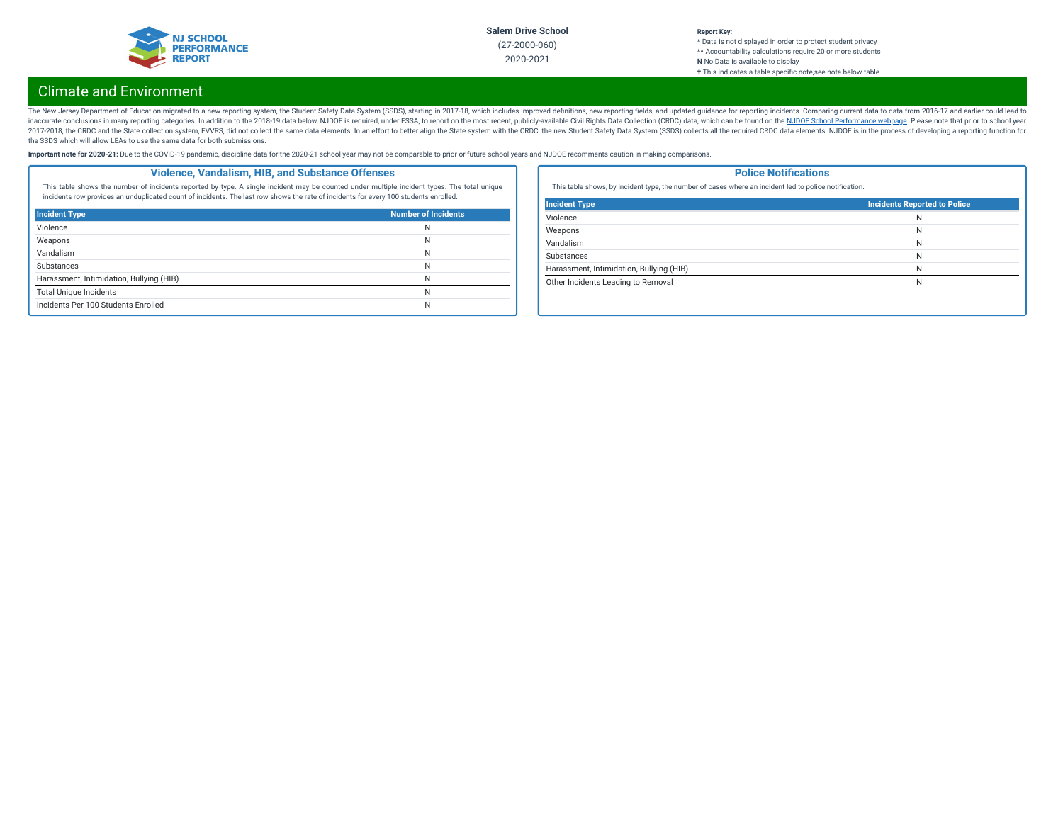# Climate and Environment

The New Jersey Department of Education migrated to a new reporting system, the Student Safety Data System (SSDS), starting in 2017-18, which includes improved definitions, new reporting fields, and updated guidance for reporting incidents. Comparing current data to data from 2016-17 and earlier could lead to inaccurate conclusions in many reporting categories. In addition to the 2018-19 data below, NJDOE is required, under ESSA, to report on the most recent, publicly-available Civil Rights Data Collection (CRDC) data, which can be found on the NJDOE School Performance webpage. Please note that prior to school year 2017-2018, the CRDC and the State collection system, EVVRS, did not collect the same data elements. In an effort to better align the State system with the CRDC, the new Student Safety Data System (SSDS) collects all the required CRDC data elements. NJDOE is in the process of developing a reporting function for the SSDS which will allow LEAs to use the same data for both submissions.

**Important note for 2020-21:** Due to the COVID-19 pandemic, discipline data for the 2020-21 school year may not be comparable to prior or future school years and NJDOE recomments caution in making comparisons.

## Violence, Vandalism, HIB, and Substance Offenses

This table shows the number of incidents reported by type. A single incident may be counted under multiple incident types. The total unique incidents row provides an unduplicated count of incidents. The last row shows the rate of incidents for every 100 students enrolled.

| Incident Type | Number of Incidents |
|---|---|
| Violence | N |
| Weapons | N |
| Vandalism | N |
| Substances | N |
| Harassment, Intimidation, Bullying (HIB) | N |
| Total Unique Incidents | N |
| Incidents Per 100 Students Enrolled | N |

## Police Notifications

This table shows, by incident type, the number of cases where an incident led to police notification.

| Incident Type | Incidents Reported to Police |
|---|---|
| Violence | N |
| Weapons | N |
| Vandalism | N |
| Substances | N |
| Harassment, Intimidation, Bullying (HIB) | N |
| Other Incidents Leading to Removal | N |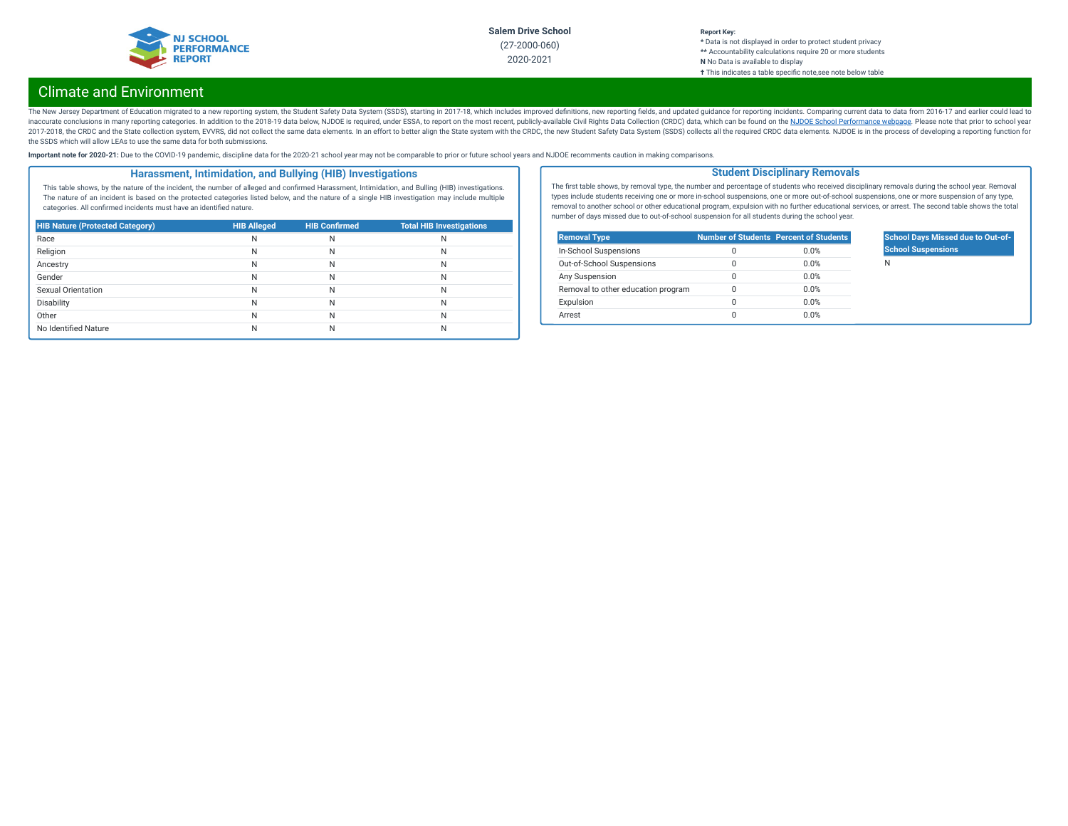Salem Drive School
(27-2000-060)
2020-2021

**Report Key:**
* Data is not displayed in order to protect student privacy
** Accountability calculations require 20 or more students
**N** No Data is available to display
† This indicates a table specific note,see note below table

## Climate and Environment

The New Jersey Department of Education migrated to a new reporting system, the Student Safety Data System (SSDS), starting in 2017-18, which includes improved definitions, new reporting fields, and updated guidance for reporting incidents. Comparing current data to data from 2016-17 and earlier could lead to inaccurate conclusions in many reporting categories. In addition to the 2018-19 data below, NJDOE is required, under ESSA, to report on the most recent, publicly-available Civil Rights Data Collection (CRDC) data, which can be found on the NJDOE School Performance webpage. Please note that prior to school year 2017-2018, the CRDC and the State collection system, EVVRS, did not collect the same data elements. In an effort to better align the State system with the CRDC, the new Student Safety Data System (SSDS) collects all the required CRDC data elements. NJDOE is in the process of developing a reporting function for the SSDS which will allow LEAs to use the same data for both submissions.

**Important note for 2020-21:** Due to the COVID-19 pandemic, discipline data for the 2020-21 school year may not be comparable to prior or future school years and NJDOE recomments caution in making comparisons.

### Harassment, Intimidation, and Bullying (HIB) Investigations

This table shows, by the nature of the incident, the number of alleged and confirmed Harassment, Intimidation, and Bulling (HIB) investigations. The nature of an incident is based on the protected categories listed below, and the nature of a single HIB investigation may include multiple categories. All confirmed incidents must have an identified nature.

| HIB Nature (Protected Category) | HIB Alleged | HIB Confirmed | Total HIB Investigations |
|---|---|---|---|
| Race | N | N | N |
| Religion | N | N | N |
| Ancestry | N | N | N |
| Gender | N | N | N |
| Sexual Orientation | N | N | N |
| Disability | N | N | N |
| Other | N | N | N |
| No Identified Nature | N | N | N |

### Student Disciplinary Removals

The first table shows, by removal type, the number and percentage of students who received disciplinary removals during the school year. Removal types include students receiving one or more in-school suspensions, one or more out-of-school suspensions, one or more suspension of any type, removal to another school or other educational program, expulsion with no further educational services, or arrest. The second table shows the total number of days missed due to out-of-school suspension for all students during the school year.

| Removal Type | Number of Students | Percent of Students |
|---|---|---|
| In-School Suspensions | 0 | 0.0% |
| Out-of-School Suspensions | 0 | 0.0% |
| Any Suspension | 0 | 0.0% |
| Removal to other education program | 0 | 0.0% |
| Expulsion | 0 | 0.0% |
| Arrest | 0 | 0.0% |

| School Days Missed due to Out-of-School Suspensions |
|---|
| N |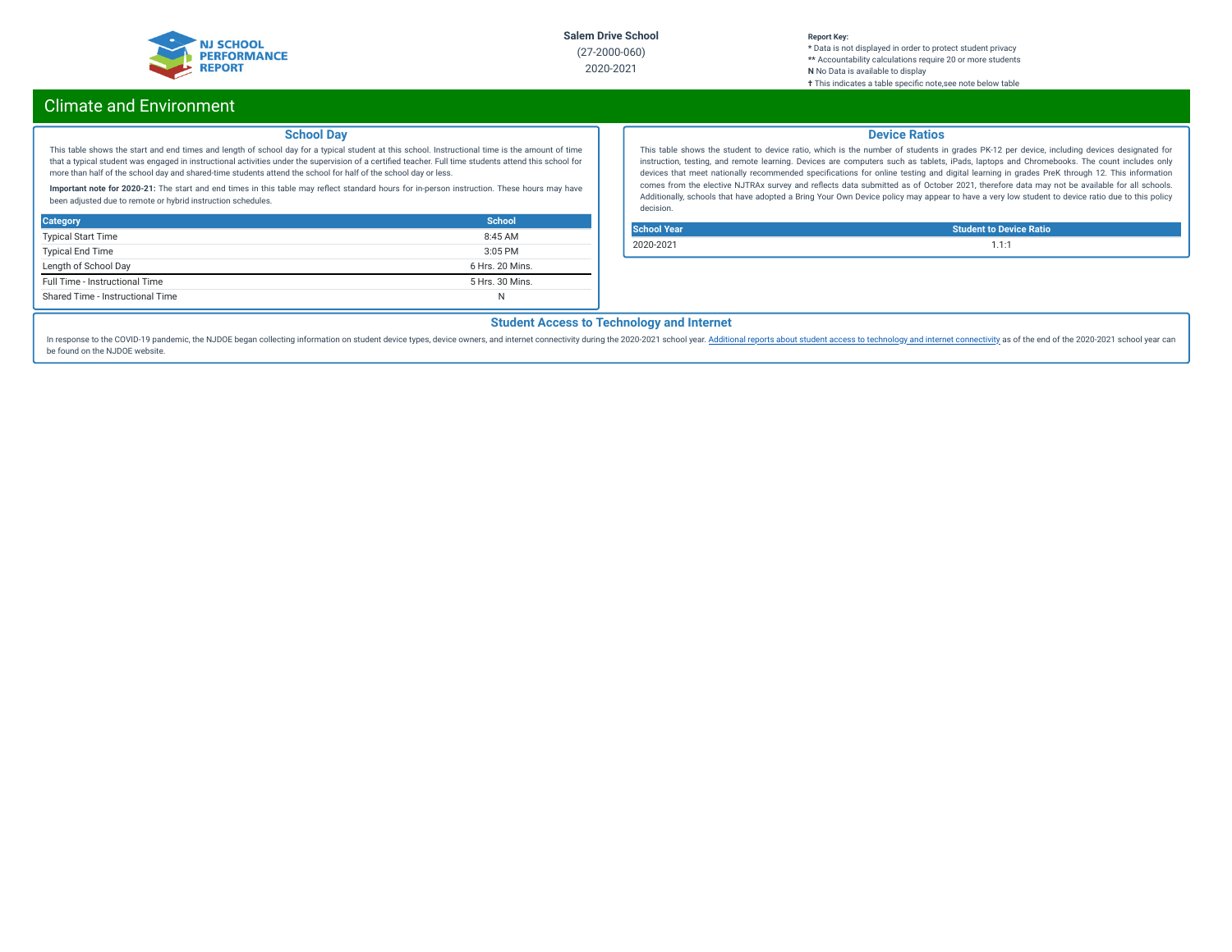# Climate and Environment

## School Day

This table shows the start and end times and length of school day for a typical student at this school. Instructional time is the amount of time that a typical student was engaged in instructional activities under the supervision of a certified teacher. Full time students attend this school for more than half of the school day and shared-time students attend the school for half of the school day or less.

**Important note for 2020-21:** The start and end times in this table may reflect standard hours for in-person instruction. These hours may have been adjusted due to remote or hybrid instruction schedules.

| Category | School |
|---|---|
| Typical Start Time | 8:45 AM |
| Typical End Time | 3:05 PM |
| Length of School Day | 6 Hrs. 20 Mins. |
| Full Time - Instructional Time | 5 Hrs. 30 Mins. |
| Shared Time - Instructional Time | N |

## Device Ratios

This table shows the student to device ratio, which is the number of students in grades PK-12 per device, including devices designated for instruction, testing, and remote learning. Devices are computers such as tablets, iPads, laptops and Chromebooks. The count includes only devices that meet nationally recommended specifications for online testing and digital learning in grades PreK through 12. This information comes from the elective NJTRAx survey and reflects data submitted as of October 2021, therefore data may not be available for all schools. Additionally, schools that have adopted a Bring Your Own Device policy may appear to have a very low student to device ratio due to this policy decision.

| School Year | Student to Device Ratio |
|---|---|
| 2020-2021 | 1.1:1 |

## Student Access to Technology and Internet

In response to the COVID-19 pandemic, the NJDOE began collecting information on student device types, device owners, and internet connectivity during the 2020-2021 school year. Additional reports about student access to technology and internet connectivity as of the end of the 2020-2021 school year can be found on the NJDOE website.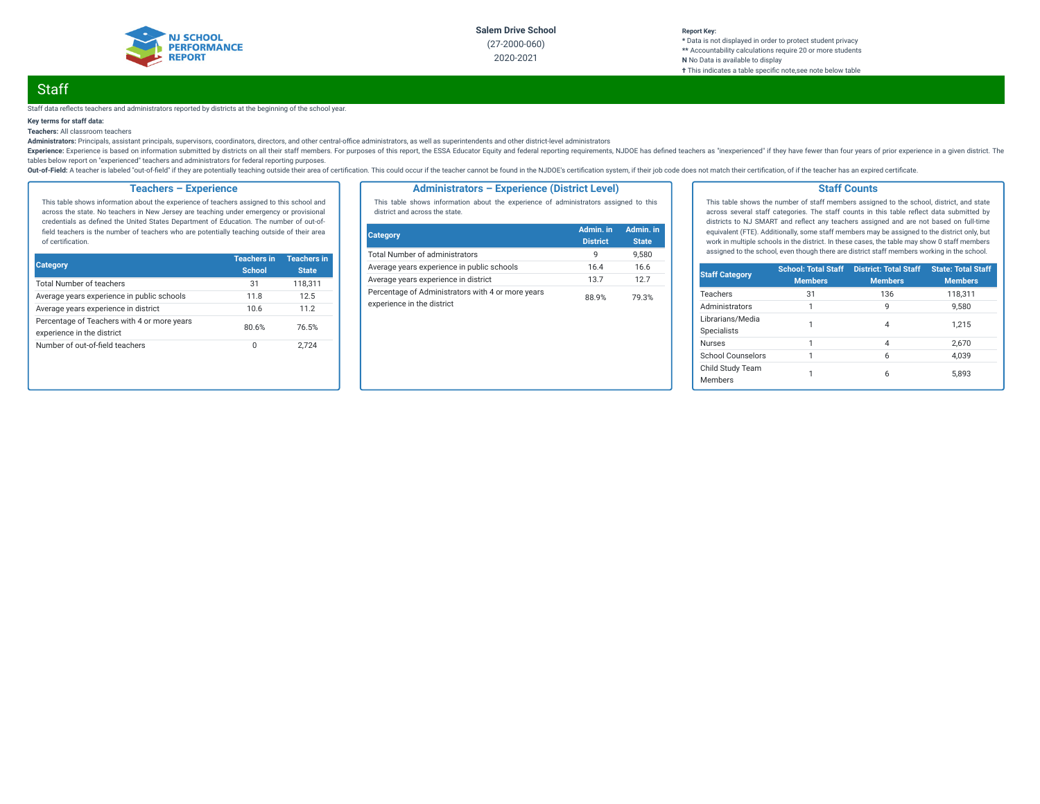Salem Drive School
(27-2000-060)
2020-2021

**Report Key:**
* Data is not displayed in order to protect student privacy
** Accountability calculations require 20 or more students
**N** No Data is available to display
† This indicates a table specific note,see note below table

## Staff

Staff data reflects teachers and administrators reported by districts at the beginning of the school year.

**Key terms for staff data:**

**Teachers:** All classroom teachers

**Administrators:** Principals, assistant principals, supervisors, coordinators, directors, and other central-office administrators, as well as superintendents and other district-level administrators

**Experience:** Experience is based on information submitted by districts on all their staff members. For purposes of this report, the ESSA Educator Equity and federal reporting requirements, NJDOE has defined teachers as "inexperienced" if they have fewer than four years of prior experience in a given district. The tables below report on "experienced" teachers and administrators for federal reporting purposes.

**Out-of-Field:** A teacher is labeled "out-of-field" if they are potentially teaching outside their area of certification. This could occur if the teacher cannot be found in the NJDOE's certification system, if their job code does not match their certification, of if the teacher has an expired certificate.

### Teachers – Experience

This table shows information about the experience of teachers assigned to this school and across the state. No teachers in New Jersey are teaching under emergency or provisional credentials as defined the United States Department of Education. The number of out-of-field teachers is the number of teachers who are potentially teaching outside of their area of certification.

| Category | Teachers in School | Teachers in State |
|---|---|---|
| Total Number of teachers | 31 | 118,311 |
| Average years experience in public schools | 11.8 | 12.5 |
| Average years experience in district | 10.6 | 11.2 |
| Percentage of Teachers with 4 or more years experience in the district | 80.6% | 76.5% |
| Number of out-of-field teachers | 0 | 2,724 |

### Administrators – Experience (District Level)

This table shows information about the experience of administrators assigned to this district and across the state.

| Category | Admin. in District | Admin. in State |
|---|---|---|
| Total Number of administrators | 9 | 9,580 |
| Average years experience in public schools | 16.4 | 16.6 |
| Average years experience in district | 13.7 | 12.7 |
| Percentage of Administrators with 4 or more years experience in the district | 88.9% | 79.3% |

### Staff Counts

This table shows the number of staff members assigned to the school, district, and state across several staff categories. The staff counts in this table reflect data submitted by districts to NJ SMART and reflect any teachers assigned and are not based on full-time equivalent (FTE). Additionally, some staff members may be assigned to the district only, but work in multiple schools in the district. In these cases, the table may show 0 staff members assigned to the school, even though there are district staff members working in the school.

| Staff Category | School: Total Staff Members | District: Total Staff Members | State: Total Staff Members |
|---|---|---|---|
| Teachers | 31 | 136 | 118,311 |
| Administrators | 1 | 9 | 9,580 |
| Librarians/Media Specialists | 1 | 4 | 1,215 |
| Nurses | 1 | 4 | 2,670 |
| School Counselors | 1 | 6 | 4,039 |
| Child Study Team Members | 1 | 6 | 5,893 |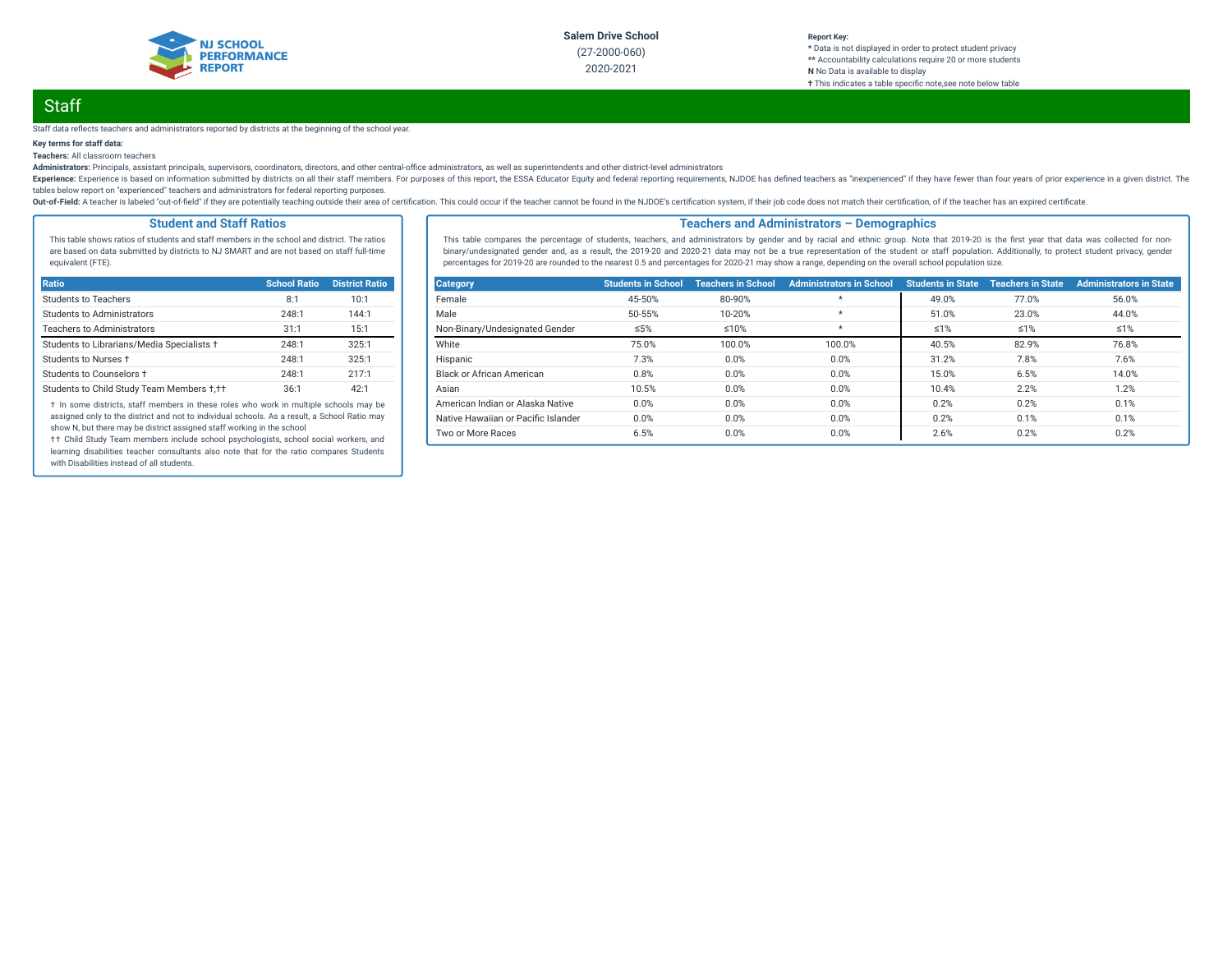Salem Drive School
(27-2000-060)
2020-2021

**Report Key:**
**\*** Data is not displayed in order to protect student privacy
**\*\*** Accountability calculations require 20 or more students
**N** No Data is available to display
**†** This indicates a table specific note,see note below table

## Staff

Staff data reflects teachers and administrators reported by districts at the beginning of the school year.

**Key terms for staff data:**

**Teachers:** All classroom teachers

**Administrators:** Principals, assistant principals, supervisors, coordinators, directors, and other central-office administrators, as well as superintendents and other district-level administrators

**Experience:** Experience is based on information submitted by districts on all their staff members. For purposes of this report, the ESSA Educator Equity and federal reporting requirements, NJDOE has defined teachers as "inexperienced" if they have fewer than four years of prior experience in a given district. The tables below report on "experienced" teachers and administrators for federal reporting purposes.

**Out-of-Field:** A teacher is labeled "out-of-field" if they are potentially teaching outside their area of certification. This could occur if the teacher cannot be found in the NJDOE's certification system, if their job code does not match their certification, of if the teacher has an expired certificate.

### Student and Staff Ratios

This table shows ratios of students and staff members in the school and district. The ratios are based on data submitted by districts to NJ SMART and are not based on staff full-time equivalent (FTE).

| Ratio | School Ratio | District Ratio |
|---|---|---|
| Students to Teachers | 8:1 | 10:1 |
| Students to Administrators | 248:1 | 144:1 |
| Teachers to Administrators | 31:1 | 15:1 |
| Students to Librarians/Media Specialists † | 248:1 | 325:1 |
| Students to Nurses † | 248:1 | 325:1 |
| Students to Counselors † | 248:1 | 217:1 |
| Students to Child Study Team Members †,†† | 36:1 | 42:1 |

† In some districts, staff members in these roles who work in multiple schools may be assigned only to the district and not to individual schools. As a result, a School Ratio may show N, but there may be district assigned staff working in the school

†† Child Study Team members include school psychologists, school social workers, and learning disabilities teacher consultants also note that for the ratio compares Students with Disabilities instead of all students.

### Teachers and Administrators – Demographics

This table compares the percentage of students, teachers, and administrators by gender and by racial and ethnic group. Note that 2019-20 is the first year that data was collected for non-binary/undesignated gender and, as a result, the 2019-20 and 2020-21 data may not be a true representation of the student or staff population. Additionally, to protect student privacy, gender percentages for 2019-20 are rounded to the nearest 0.5 and percentages for 2020-21 may show a range, depending on the overall school population size.

| Category | Students in School | Teachers in School | Administrators in School | Students in State | Teachers in State | Administrators in State |
|---|---|---|---|---|---|---|
| Female | 45-50% | 80-90% | * | 49.0% | 77.0% | 56.0% |
| Male | 50-55% | 10-20% | * | 51.0% | 23.0% | 44.0% |
| Non-Binary/Undesignated Gender | ≤5% | ≤10% | * | ≤1% | ≤1% | ≤1% |
| White | 75.0% | 100.0% | 100.0% | 40.5% | 82.9% | 76.8% |
| Hispanic | 7.3% | 0.0% | 0.0% | 31.2% | 7.8% | 7.6% |
| Black or African American | 0.8% | 0.0% | 0.0% | 15.0% | 6.5% | 14.0% |
| Asian | 10.5% | 0.0% | 0.0% | 10.4% | 2.2% | 1.2% |
| American Indian or Alaska Native | 0.0% | 0.0% | 0.0% | 0.2% | 0.2% | 0.1% |
| Native Hawaiian or Pacific Islander | 0.0% | 0.0% | 0.0% | 0.2% | 0.1% | 0.1% |
| Two or More Races | 6.5% | 0.0% | 0.0% | 2.6% | 0.2% | 0.2% |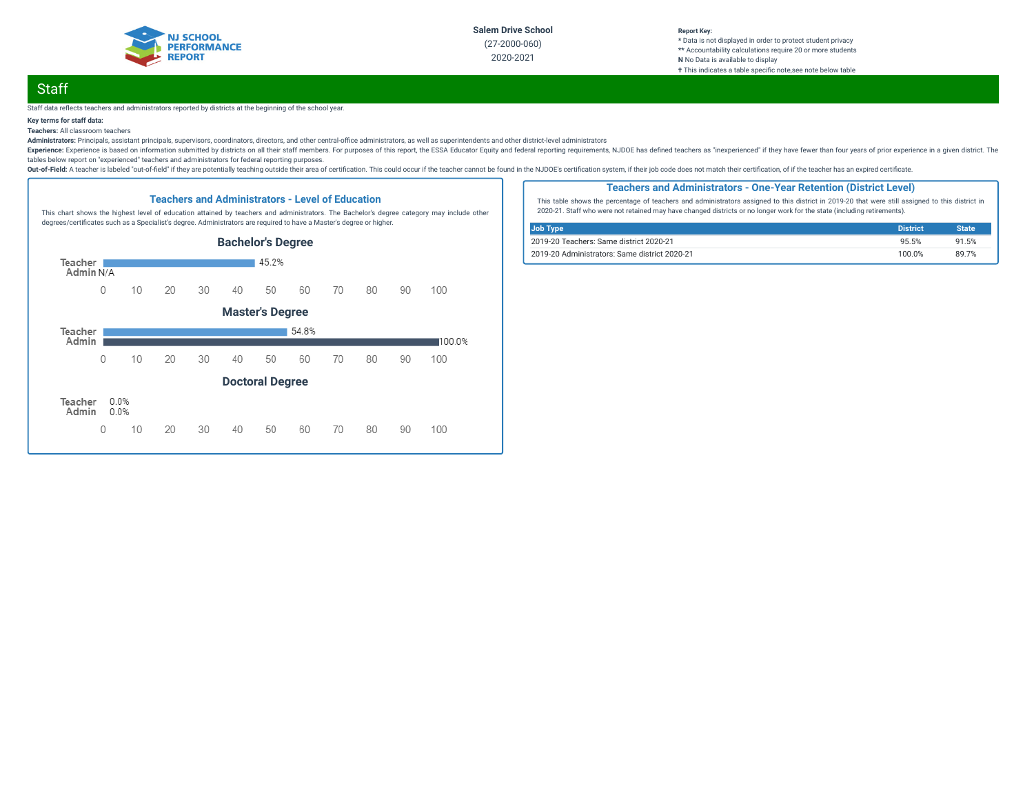Salem Drive School

(27-2000-060)

2020-2021

Report Key:
* Data is not displayed in order to protect student privacy
** Accountability calculations require 20 or more students
**N** No Data is available to display
† This indicates a table specific note,see note below table

## Staff

Staff data reflects teachers and administrators reported by districts at the beginning of the school year.

**Key terms for staff data:**

**Teachers:** All classroom teachers

**Administrators:** Principals, assistant principals, supervisors, coordinators, directors, and other central-office administrators, as well as superintendents and other district-level administrators

**Experience:** Experience is based on information submitted by districts on all their staff members. For purposes of this report, the ESSA Educator Equity and federal reporting requirements, NJDOE has defined teachers as "inexperienced" if they have fewer than four years of prior experience in a given district. The tables below report on "experienced" teachers and administrators for federal reporting purposes.

**Out-of-Field:** A teacher is labeled "out-of-field" if they are potentially teaching outside their area of certification. This could occur if the teacher cannot be found in the NJDOE's certification system, if their job code does not match their certification, of if the teacher has an expired certificate.

### Teachers and Administrators - Level of Education

This chart shows the highest level of education attained by teachers and administrators. The Bachelor's degree category may include other degrees/certificates such as a Specialist's degree. Administrators are required to have a Master's degree or higher.

**Bachelor's Degree**

| | |
|---|---|
| Teacher | 45.2% |
| Admin | N/A |

**Master's Degree**

| | |
|---|---|
| Teacher | 54.8% |
| Admin | 100.0% |

**Doctoral Degree**

| | |
|---|---|
| Teacher | 0.0% |
| Admin | 0.0% |

### Teachers and Administrators - One-Year Retention (District Level)

This table shows the percentage of teachers and administrators assigned to this district in 2019-20 that were still assigned to this district in 2020-21. Staff who were not retained may have changed districts or no longer work for the state (including retirements).

| Job Type | District | State |
|---|---|---|
| 2019-20 Teachers: Same district 2020-21 | 95.5% | 91.5% |
| 2019-20 Administrators: Same district 2020-21 | 100.0% | 89.7% |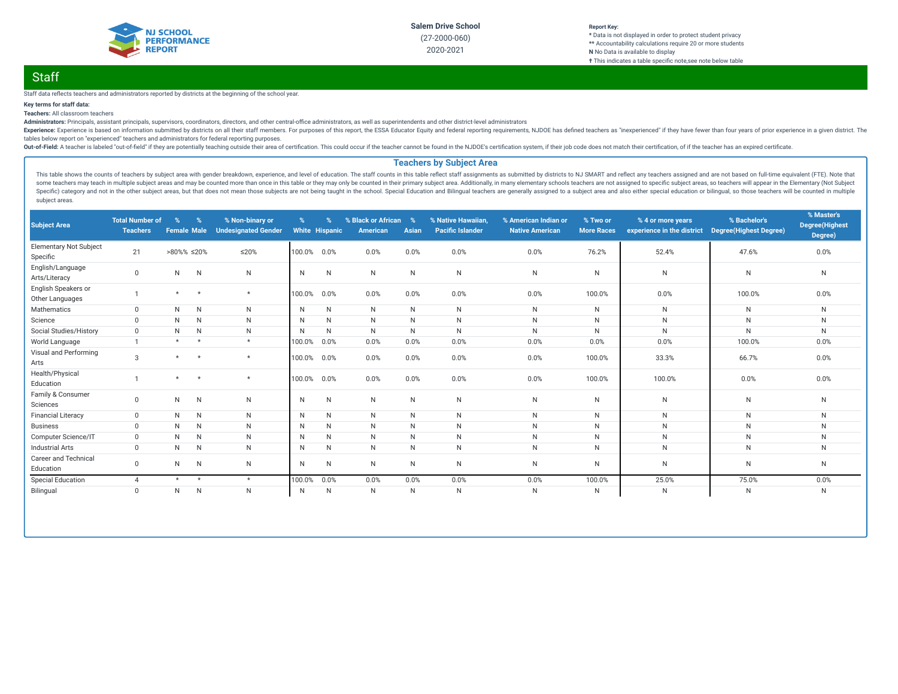Salem Drive School
(27-2000-060)
2020-2021

**Report Key:**
\* Data is not displayed in order to protect student privacy
\*\* Accountability calculations require 20 or more students
**N** No Data is available to display
† This indicates a table specific note,see note below table

## Staff

Staff data reflects teachers and administrators reported by districts at the beginning of the school year.

**Key terms for staff data:**

**Teachers:** All classroom teachers

**Administrators:** Principals, assistant principals, supervisors, coordinators, directors, and other central-office administrators, as well as superintendents and other district-level administrators

**Experience:** Experience is based on information submitted by districts on all their staff members. For purposes of this report, the ESSA Educator Equity and federal reporting requirements, NJDOE has defined teachers as "inexperienced" if they have fewer than four years of prior experience in a given district. The tables below report on "experienced" teachers and administrators for federal reporting purposes.

**Out-of-Field:** A teacher is labeled "out-of-field" if they are potentially teaching outside their area of certification. This could occur if the teacher cannot be found in the NJDOE's certification system, if their job code does not match their certification, of if the teacher has an expired certificate.

### Teachers by Subject Area

This table shows the counts of teachers by subject area with gender breakdown, experience, and level of education. The staff counts in this table reflect staff assignments as submitted by districts to NJ SMART and reflect any teachers assigned and are not based on full-time equivalent (FTE). Note that some teachers may teach in multiple subject areas and may be counted more than once in this table or they may only be counted in their primary subject area. Additionally, in many elementary schools teachers are not assigned to specific subject areas, so teachers will appear in the Elementary (Not Subject Specific) category and not in the other subject areas, but that does not mean those subjects are not being taught in the school. Special Education and Bilingual teachers are generally assigned to a subject area and also either special education or bilingual, so those teachers will be counted in multiple subject areas.

| Subject Area | Total Number of Teachers | % Female | % Male | % Non-binary or Undesignated Gender | % White | % Hispanic | % Black or African American | % Asian | % Native Hawaiian, Pacific Islander | % American Indian or Native American | % Two or More Races | % 4 or more years experience in the district | % Bachelor's Degree(Highest Degree) | % Master's Degree(Highest Degree) |
|---|---|---|---|---|---|---|---|---|---|---|---|---|---|---|
| Elementary Not Subject Specific | 21 | >80%% | ≤20% | ≤20% | 100.0% | 0.0% | 0.0% | 0.0% | 0.0% | 0.0% | 76.2% | 52.4% | 47.6% | 0.0% |
| English/Language Arts/Literacy | 0 | N | N | N | N | N | N | N | N | N | N | N | N | N |
| English Speakers or Other Languages | 1 | * | * | * | 100.0% | 0.0% | 0.0% | 0.0% | 0.0% | 0.0% | 100.0% | 0.0% | 100.0% | 0.0% |
| Mathematics | 0 | N | N | N | N | N | N | N | N | N | N | N | N | N |
| Science | 0 | N | N | N | N | N | N | N | N | N | N | N | N | N |
| Social Studies/History | 0 | N | N | N | N | N | N | N | N | N | N | N | N | N |
| World Language | 1 | * | * | * | 100.0% | 0.0% | 0.0% | 0.0% | 0.0% | 0.0% | 0.0% | 0.0% | 100.0% | 0.0% |
| Visual and Performing Arts | 3 | * | * | * | 100.0% | 0.0% | 0.0% | 0.0% | 0.0% | 0.0% | 100.0% | 33.3% | 66.7% | 0.0% |
| Health/Physical Education | 1 | * | * | * | 100.0% | 0.0% | 0.0% | 0.0% | 0.0% | 0.0% | 100.0% | 100.0% | 0.0% | 0.0% |
| Family & Consumer Sciences | 0 | N | N | N | N | N | N | N | N | N | N | N | N | N |
| Financial Literacy | 0 | N | N | N | N | N | N | N | N | N | N | N | N | N |
| Business | 0 | N | N | N | N | N | N | N | N | N | N | N | N | N |
| Computer Science/IT | 0 | N | N | N | N | N | N | N | N | N | N | N | N | N |
| Industrial Arts | 0 | N | N | N | N | N | N | N | N | N | N | N | N | N |
| Career and Technical Education | 0 | N | N | N | N | N | N | N | N | N | N | N | N | N |
| Special Education | 4 | * | * | * | 100.0% | 0.0% | 0.0% | 0.0% | 0.0% | 0.0% | 100.0% | 25.0% | 75.0% | 0.0% |
| Bilingual | 0 | N | N | N | N | N | N | N | N | N | N | N | N | N |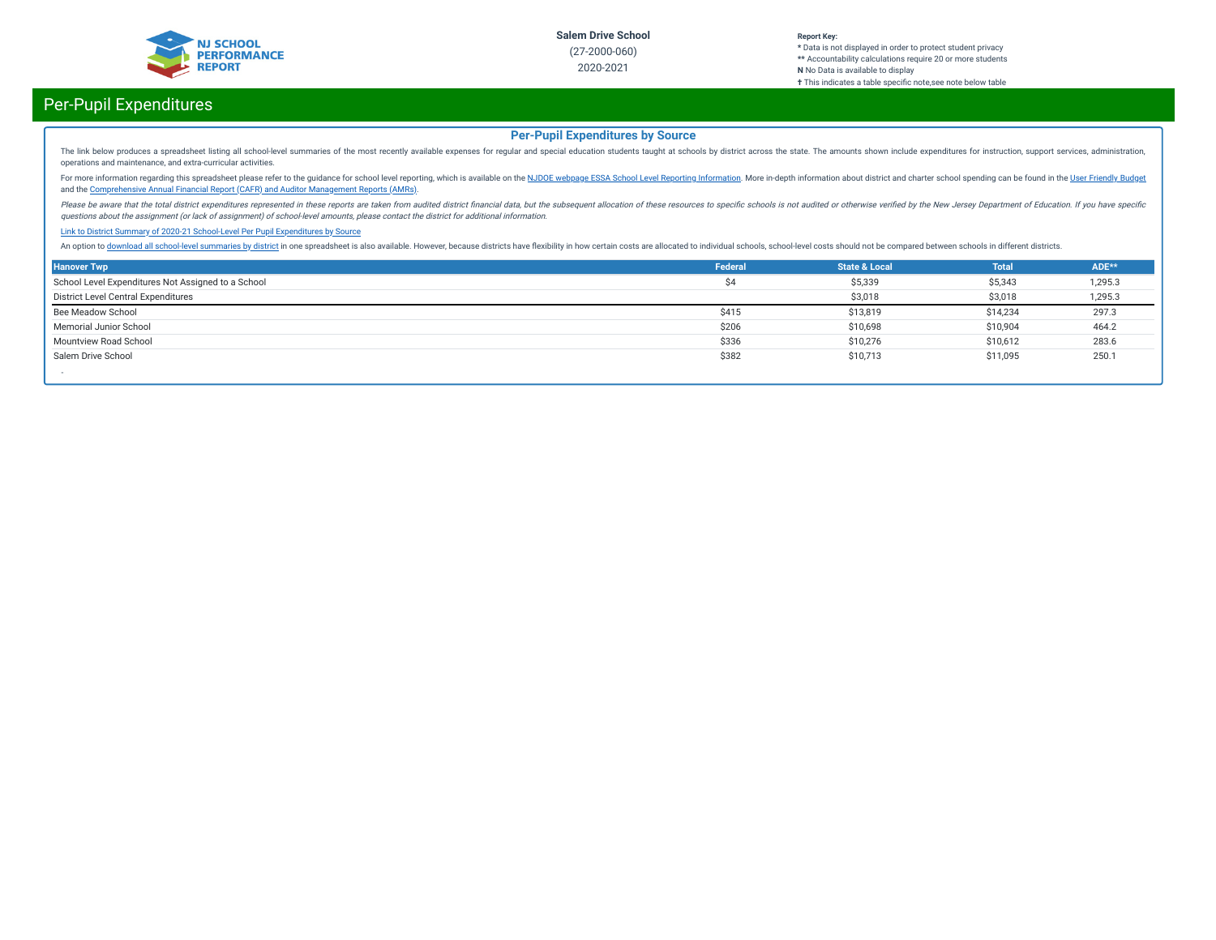# Per-Pupil Expenditures

## Per-Pupil Expenditures by Source

The link below produces a spreadsheet listing all school-level summaries of the most recently available expenses for regular and special education students taught at schools by district across the state. The amounts shown include expenditures for instruction, support services, administration, operations and maintenance, and extra-curricular activities.

For more information regarding this spreadsheet please refer to the guidance for school level reporting, which is available on the NJDOE webpage ESSA School Level Reporting Information. More in-depth information about district and charter school spending can be found in the User Friendly Budget and the Comprehensive Annual Financial Report (CAFR) and Auditor Management Reports (AMRs).

*Please be aware that the total district expenditures represented in these reports are taken from audited district financial data, but the subsequent allocation of these resources to specific schools is not audited or otherwise verified by the New Jersey Department of Education. If you have specific questions about the assignment (or lack of assignment) of school-level amounts, please contact the district for additional information.*

Link to District Summary of 2020-21 School-Level Per Pupil Expenditures by Source

An option to download all school-level summaries by district in one spreadsheet is also available. However, because districts have flexibility in how certain costs are allocated to individual schools, school-level costs should not be compared between schools in different districts.

| Hanover Twp | Federal | State & Local | Total | ADE** |
|---|---|---|---|---|
| School Level Expenditures Not Assigned to a School | $4 | $5,339 | $5,343 | 1,295.3 |
| District Level Central Expenditures | | $3,018 | $3,018 | 1,295.3 |
| Bee Meadow School | $415 | $13,819 | $14,234 | 297.3 |
| Memorial Junior School | $206 | $10,698 | $10,904 | 464.2 |
| Mountview Road School | $336 | $10,276 | $10,612 | 283.6 |
| Salem Drive School | $382 | $10,713 | $11,095 | 250.1 |

-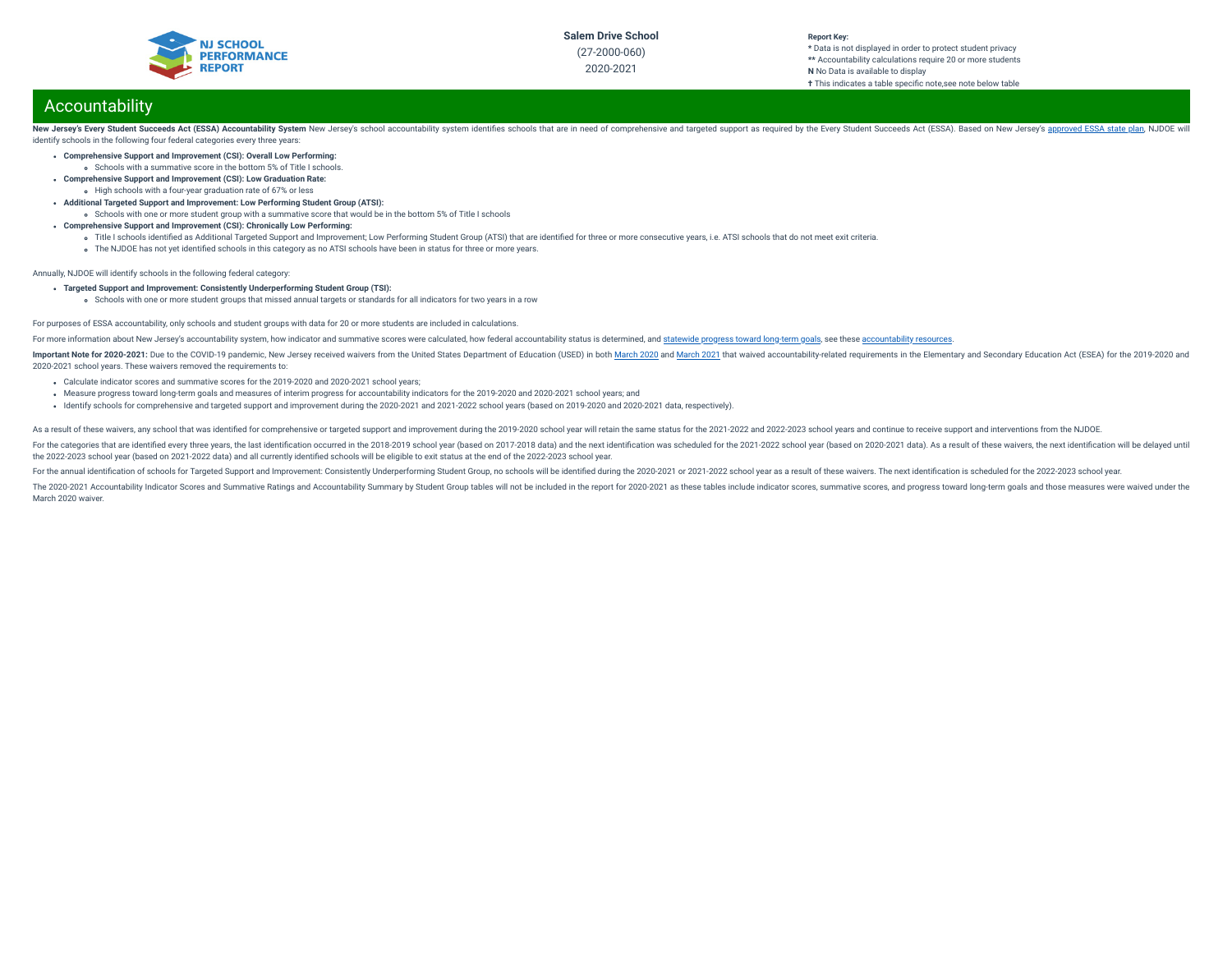# Accountability

**New Jersey's Every Student Succeeds Act (ESSA) Accountability System** New Jersey's school accountability system identifies schools that are in need of comprehensive and targeted support as required by the Every Student Succeeds Act (ESSA). Based on New Jersey's approved ESSA state plan, NJDOE will identify schools in the following four federal categories every three years:

- **Comprehensive Support and Improvement (CSI): Overall Low Performing:**
  - Schools with a summative score in the bottom 5% of Title I schools.
- **Comprehensive Support and Improvement (CSI): Low Graduation Rate:**
  - High schools with a four-year graduation rate of 67% or less
- **Additional Targeted Support and Improvement: Low Performing Student Group (ATSI):**
  - Schools with one or more student group with a summative score that would be in the bottom 5% of Title I schools
- **Comprehensive Support and Improvement (CSI): Chronically Low Performing:**
  - Title I schools identified as Additional Targeted Support and Improvement; Low Performing Student Group (ATSI) that are identified for three or more consecutive years, i.e. ATSI schools that do not meet exit criteria.
  - The NJDOE has not yet identified schools in this category as no ATSI schools have been in status for three or more years.

Annually, NJDOE will identify schools in the following federal category:

- **Targeted Support and Improvement: Consistently Underperforming Student Group (TSI):**
  - Schools with one or more student groups that missed annual targets or standards for all indicators for two years in a row

For purposes of ESSA accountability, only schools and student groups with data for 20 or more students are included in calculations.

For more information about New Jersey's accountability system, how indicator and summative scores were calculated, how federal accountability status is determined, and statewide progress toward long-term goals, see these accountability resources.

**Important Note for 2020-2021:** Due to the COVID-19 pandemic, New Jersey received waivers from the United States Department of Education (USED) in both March 2020 and March 2021 that waived accountability-related requirements in the Elementary and Secondary Education Act (ESEA) for the 2019-2020 and 2020-2021 school years. These waivers removed the requirements to:

- Calculate indicator scores and summative scores for the 2019-2020 and 2020-2021 school years;
- Measure progress toward long-term goals and measures of interim progress for accountability indicators for the 2019-2020 and 2020-2021 school years; and
- Identify schools for comprehensive and targeted support and improvement during the 2020-2021 and 2021-2022 school years (based on 2019-2020 and 2020-2021 data, respectively).

As a result of these waivers, any school that was identified for comprehensive or targeted support and improvement during the 2019-2020 school year will retain the same status for the 2021-2022 and 2022-2023 school years and continue to receive support and interventions from the NJDOE.

For the categories that are identified every three years, the last identification occurred in the 2018-2019 school year (based on 2017-2018 data) and the next identification was scheduled for the 2021-2022 school year (based on 2020-2021 data). As a result of these waivers, the next identification will be delayed until the 2022-2023 school year (based on 2021-2022 data) and all currently identified schools will be eligible to exit status at the end of the 2022-2023 school year.

For the annual identification of schools for Targeted Support and Improvement: Consistently Underperforming Student Group, no schools will be identified during the 2020-2021 or 2021-2022 school year as a result of these waivers. The next identification is scheduled for the 2022-2023 school year.

The 2020-2021 Accountability Indicator Scores and Summative Ratings and Accountability Summary by Student Group tables will not be included in the report for 2020-2021 as these tables include indicator scores, summative scores, and progress toward long-term goals and those measures were waived under the March 2020 waiver.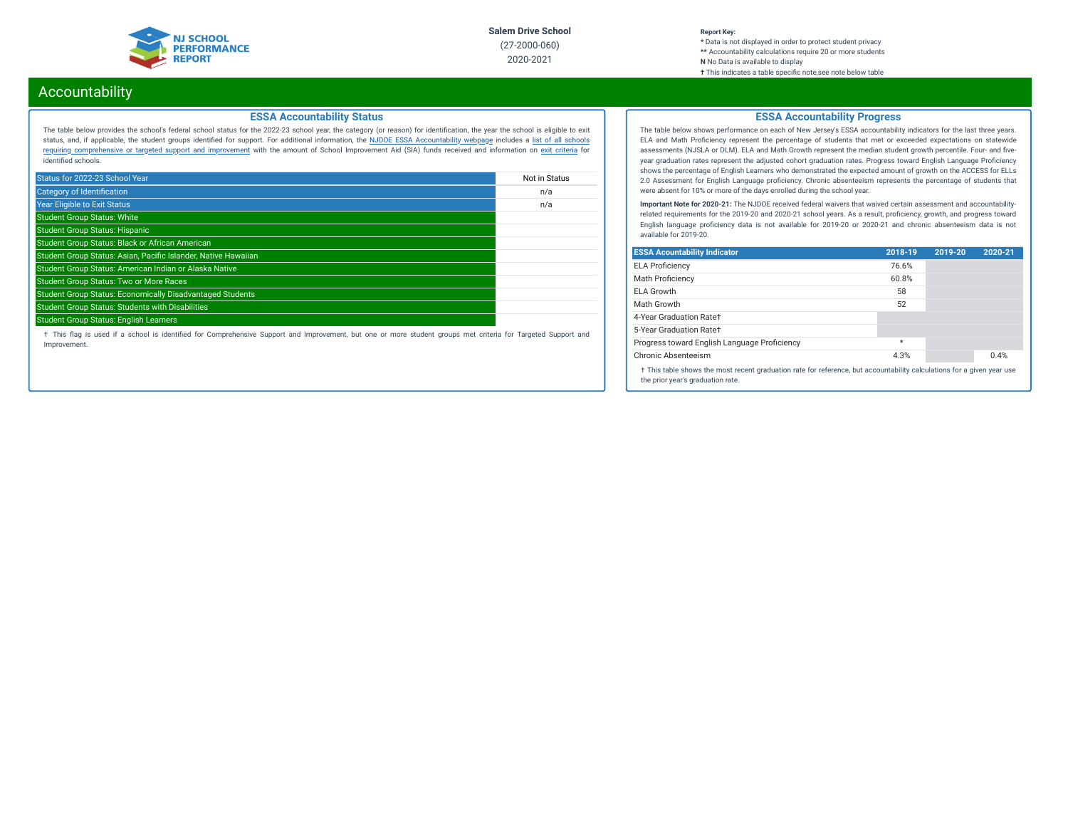Salem Drive School
(27-2000-060)
2020-2021

**Report Key:**
* Data is not displayed in order to protect student privacy
** Accountability calculations require 20 or more students
**N** No Data is available to display
† This indicates a table specific note,see note below table

# Accountability

## ESSA Accountability Status

The table below provides the school's federal school status for the 2022-23 school year, the category (or reason) for identification, the year the school is eligible to exit status, and, if applicable, the student groups identified for support. For additional information, the NJDOE ESSA Accountability webpage includes a list of all schools requiring comprehensive or targeted support and improvement with the amount of School Improvement Aid (SIA) funds received and information on exit criteria for identified schools.

| Status for 2022-23 School Year | Not in Status |
|---|---|
| Category of Identification | n/a |
| Year Eligible to Exit Status | n/a |
| Student Group Status: White | |
| Student Group Status: Hispanic | |
| Student Group Status: Black or African American | |
| Student Group Status: Asian, Pacific Islander, Native Hawaiian | |
| Student Group Status: American Indian or Alaska Native | |
| Student Group Status: Two or More Races | |
| Student Group Status: Economically Disadvantaged Students | |
| Student Group Status: Students with Disabilities | |
| Student Group Status: English Learners | |

† This flag is used if a school is identified for Comprehensive Support and Improvement, but one or more student groups met criteria for Targeted Support and Improvement.

## ESSA Accountability Progress

The table below shows performance on each of New Jersey's ESSA accountability indicators for the last three years. ELA and Math Proficiency represent the percentage of students that met or exceeded expectations on statewide assessments (NJSLA or DLM). ELA and Math Growth represent the median student growth percentile. Four- and five-year graduation rates represent the adjusted cohort graduation rates. Progress toward English Language Proficiency shows the percentage of English Learners who demonstrated the expected amount of growth on the ACCESS for ELLs 2.0 Assessment for English Language proficiency. Chronic absenteeism represents the percentage of students that were absent for 10% or more of the days enrolled during the school year.

**Important Note for 2020-21:** The NJDOE received federal waivers that waived certain assessment and accountability-related requirements for the 2019-20 and 2020-21 school years. As a result, proficiency, growth, and progress toward English language proficiency data is not available for 2019-20 or 2020-21 and chronic absenteeism data is not available for 2019-20.

| ESSA Acountability Indicator | 2018-19 | 2019-20 | 2020-21 |
|---|---|---|---|
| ELA Proficiency | 76.6% | | |
| Math Proficiency | 60.8% | | |
| ELA Growth | 58 | | |
| Math Growth | 52 | | |
| 4-Year Graduation Rate† | | | |
| 5-Year Graduation Rate† | | | |
| Progress toward English Language Proficiency | * | | |
| Chronic Absenteeism | 4.3% | | 0.4% |

† This table shows the most recent graduation rate for reference, but accountability calculations for a given year use the prior year's graduation rate.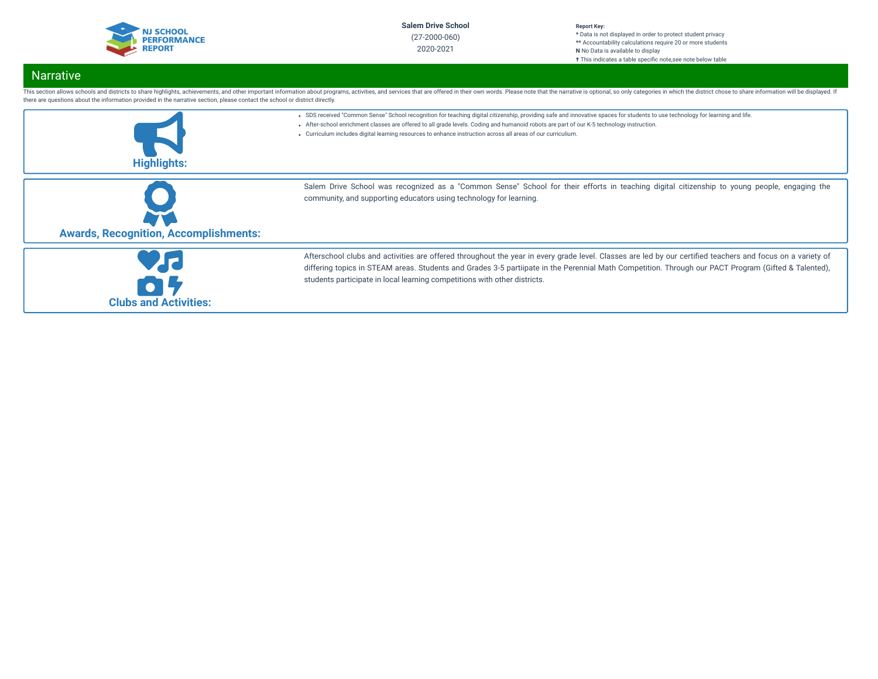Salem Drive School
(27-2000-060)
2020-2021

**Report Key:**
* Data is not displayed in order to protect student privacy
** Accountability calculations require 20 or more students
**N** No Data is available to display
† This indicates a table specific note,see note below table

## Narrative

This section allows schools and districts to share highlights, achievements, and other important information about programs, activities, and services that are offered in their own words. Please note that the narrative is optional, so only categories in which the district chose to share information will be displayed. If there are questions about the information provided in the narrative section, please contact the school or district directly.

### Highlights:

- SDS received "Common Sense" School recognition for teaching digital citizenship, providing safe and innovative spaces for students to use technology for learning and life.
- After-school enrichment classes are offered to all grade levels. Coding and humanoid robots are part of our K-5 technology instruction.
- Curriculum includes digital learning resources to enhance instruction across all areas of our curriculium.

### Awards, Recognition, Accomplishments:

Salem Drive School was recognized as a "Common Sense" School for their efforts in teaching digital citizenship to young people, engaging the community, and supporting educators using technology for learning.

### Clubs and Activities:

Afterschool clubs and activities are offered throughout the year in every grade level. Classes are led by our certified teachers and focus on a variety of differing topics in STEAM areas. Students and Grades 3-5 partiipate in the Perennial Math Competition. Through our PACT Program (Gifted & Talented), students participate in local learning competitions with other districts.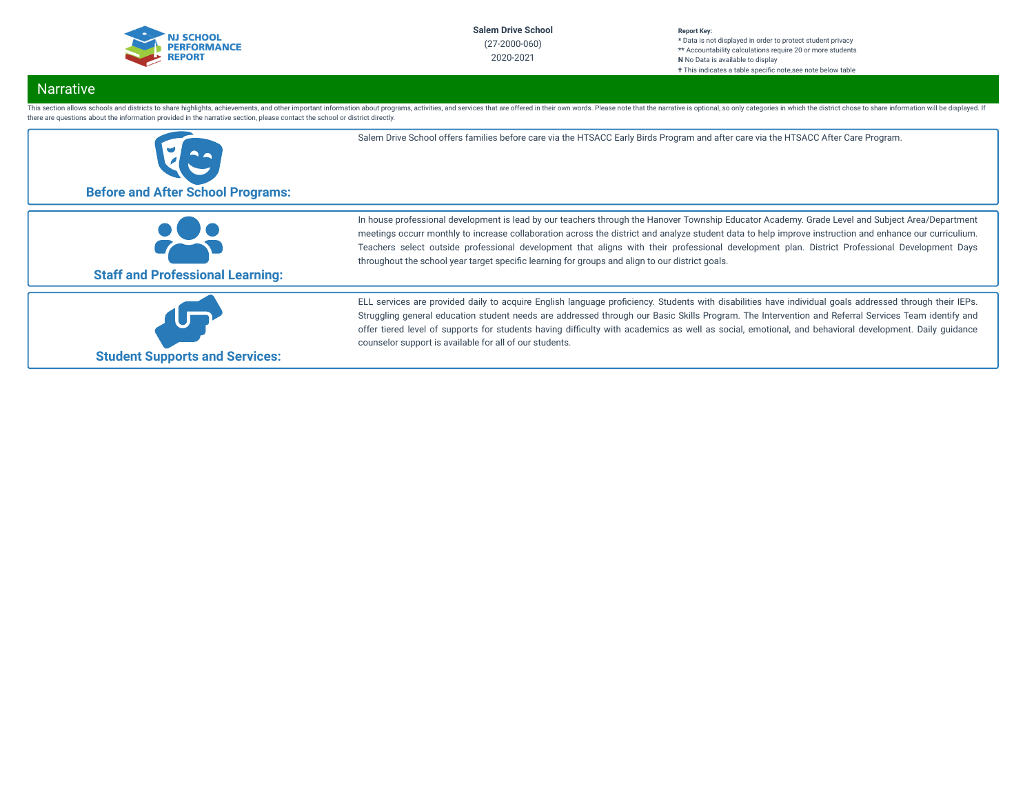Salem Drive School
(27-2000-060)
2020-2021

**Report Key:**
* Data is not displayed in order to protect student privacy
** Accountability calculations require 20 or more students
**N** No Data is available to display
† This indicates a table specific note,see note below table

## Narrative

This section allows schools and districts to share highlights, achievements, and other important information about programs, activities, and services that are offered in their own words. Please note that the narrative is optional, so only categories in which the district chose to share information will be displayed. If there are questions about the information provided in the narrative section, please contact the school or district directly.

### Before and After School Programs:

Salem Drive School offers families before care via the HTSACC Early Birds Program and after care via the HTSACC After Care Program.

### Staff and Professional Learning:

In house professional development is lead by our teachers through the Hanover Township Educator Academy. Grade Level and Subject Area/Department meetings occurr monthly to increase collaboration across the district and analyze student data to help improve instruction and enhance our curriculium. Teachers select outside professional development that aligns with their professional development plan. District Professional Development Days throughout the school year target specific learning for groups and align to our district goals.

### Student Supports and Services:

ELL services are provided daily to acquire English language proficiency. Students with disabilities have individual goals addressed through their IEPs. Struggling general education student needs are addressed through our Basic Skills Program. The Intervention and Referral Services Team identify and offer tiered level of supports for students having difficulty with academics as well as social, emotional, and behavioral development. Daily guidance counselor support is available for all of our students.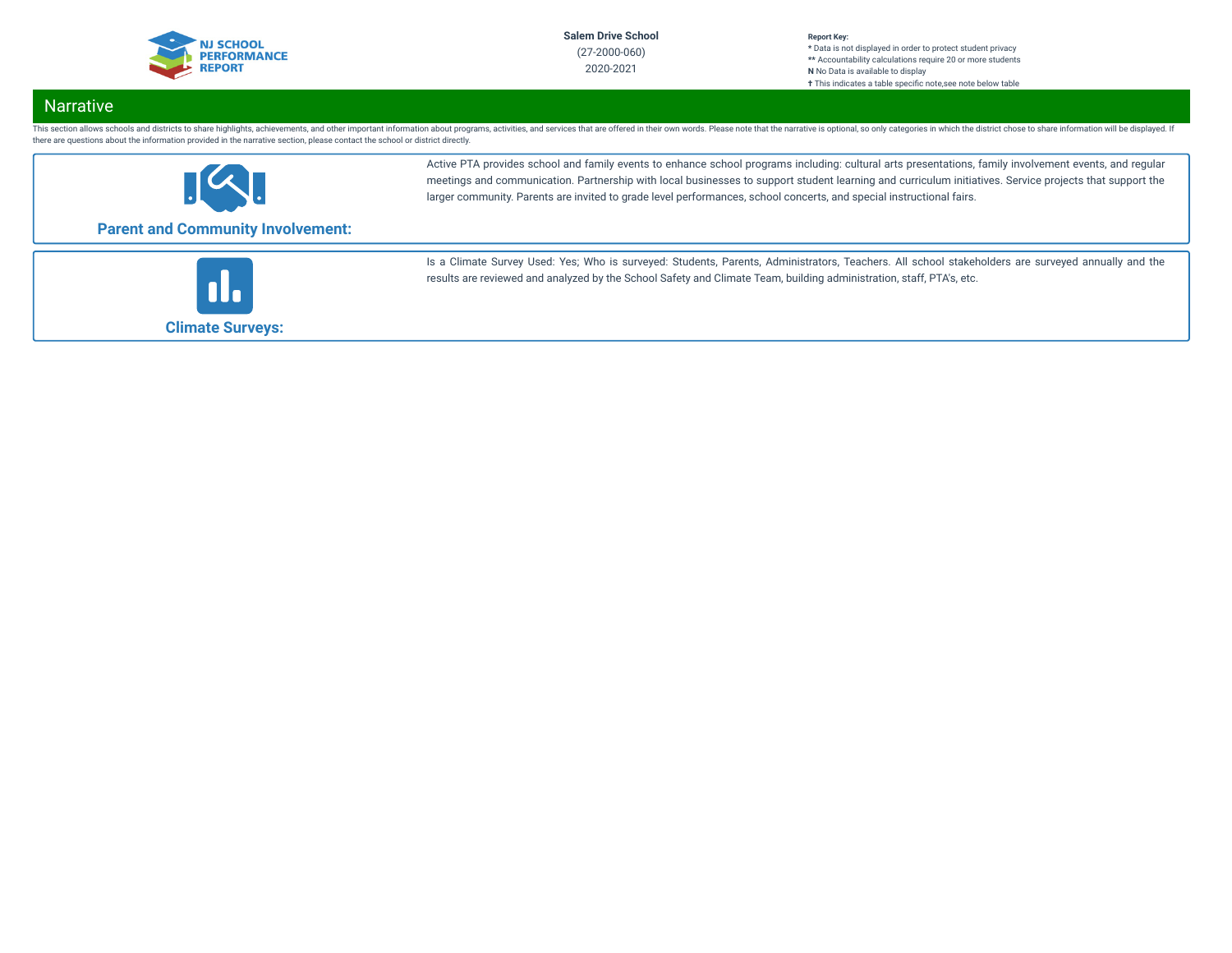## Narrative

This section allows schools and districts to share highlights, achievements, and other important information about programs, activities, and services that are offered in their own words. Please note that the narrative is optional, so only categories in which the district chose to share information will be displayed. If there are questions about the information provided in the narrative section, please contact the school or district directly.

### Parent and Community Involvement:

Active PTA provides school and family events to enhance school programs including: cultural arts presentations, family involvement events, and regular meetings and communication. Partnership with local businesses to support student learning and curriculum initiatives. Service projects that support the larger community. Parents are invited to grade level performances, school concerts, and special instructional fairs.

### Climate Surveys:

Is a Climate Survey Used: Yes; Who is surveyed: Students, Parents, Administrators, Teachers. All school stakeholders are surveyed annually and the results are reviewed and analyzed by the School Safety and Climate Team, building administration, staff, PTA's, etc.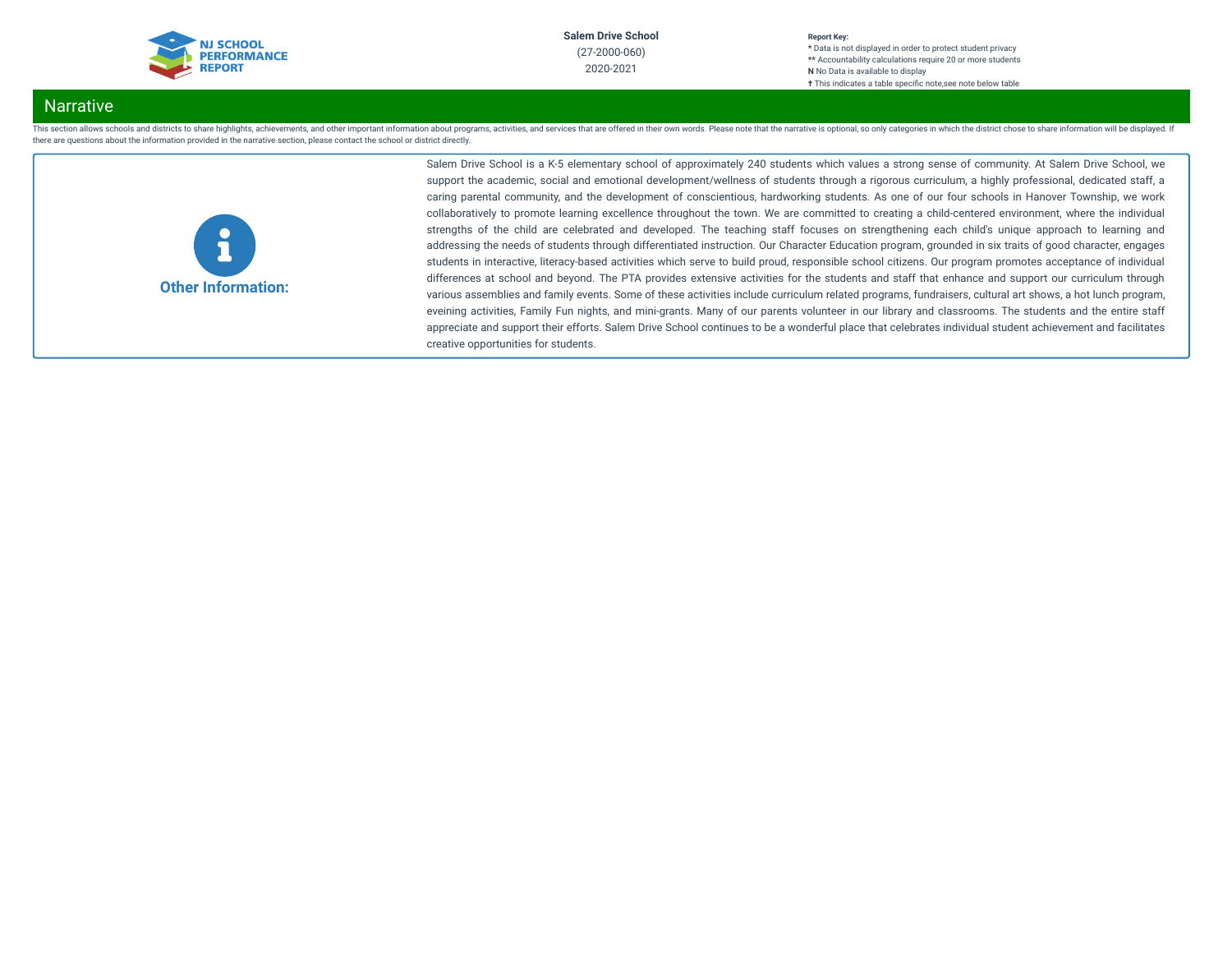## Narrative

This section allows schools and districts to share highlights, achievements, and other important information about programs, activities, and services that are offered in their own words. Please note that the narrative is optional, so only categories in which the district chose to share information will be displayed. If there are questions about the information provided in the narrative section, please contact the school or district directly.

**Other Information:**

Salem Drive School is a K-5 elementary school of approximately 240 students which values a strong sense of community. At Salem Drive School, we support the academic, social and emotional development/wellness of students through a rigorous curriculum, a highly professional, dedicated staff, a caring parental community, and the development of conscientious, hardworking students. As one of our four schools in Hanover Township, we work collaboratively to promote learning excellence throughout the town. We are committed to creating a child-centered environment, where the individual strengths of the child are celebrated and developed. The teaching staff focuses on strengthening each child's unique approach to learning and addressing the needs of students through differentiated instruction. Our Character Education program, grounded in six traits of good character, engages students in interactive, literacy-based activities which serve to build proud, responsible school citizens. Our program promotes acceptance of individual differences at school and beyond. The PTA provides extensive activities for the students and staff that enhance and support our curriculum through various assemblies and family events. Some of these activities include curriculum related programs, fundraisers, cultural art shows, a hot lunch program, eveining activities, Family Fun nights, and mini-grants. Many of our parents volunteer in our library and classrooms. The students and the entire staff appreciate and support their efforts. Salem Drive School continues to be a wonderful place that celebrates individual student achievement and facilitates creative opportunities for students.